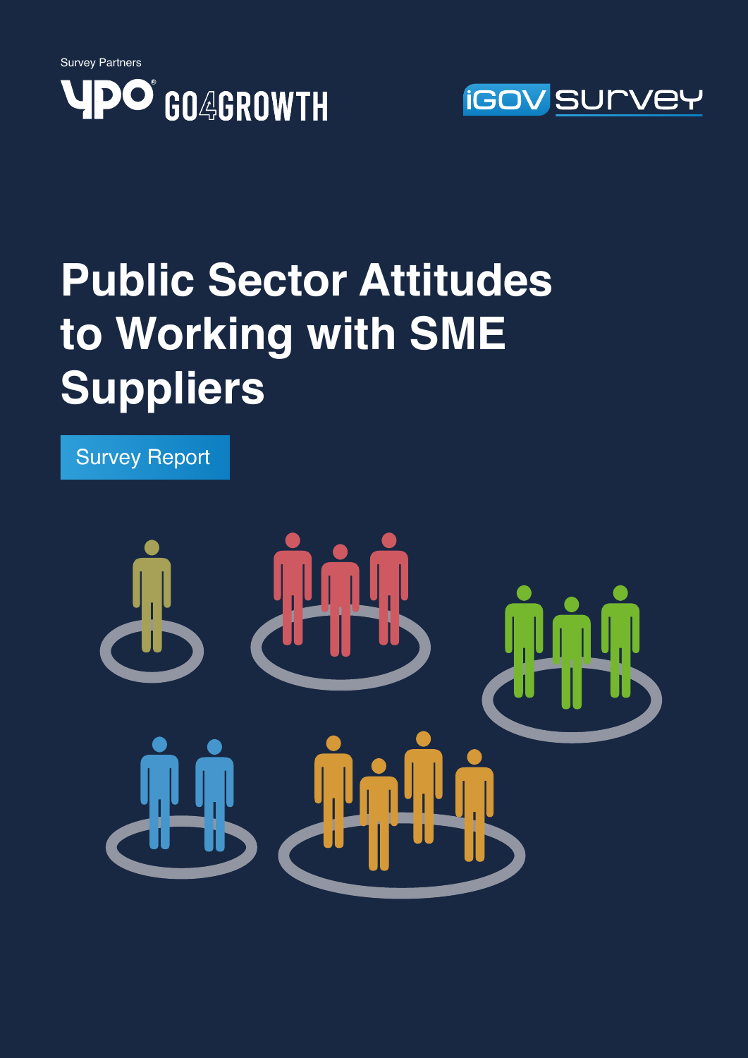Survey Partners

YPO GO4GROWTH

iGOV survey

# Public Sector Attitudes to Working with SME Suppliers

Survey Report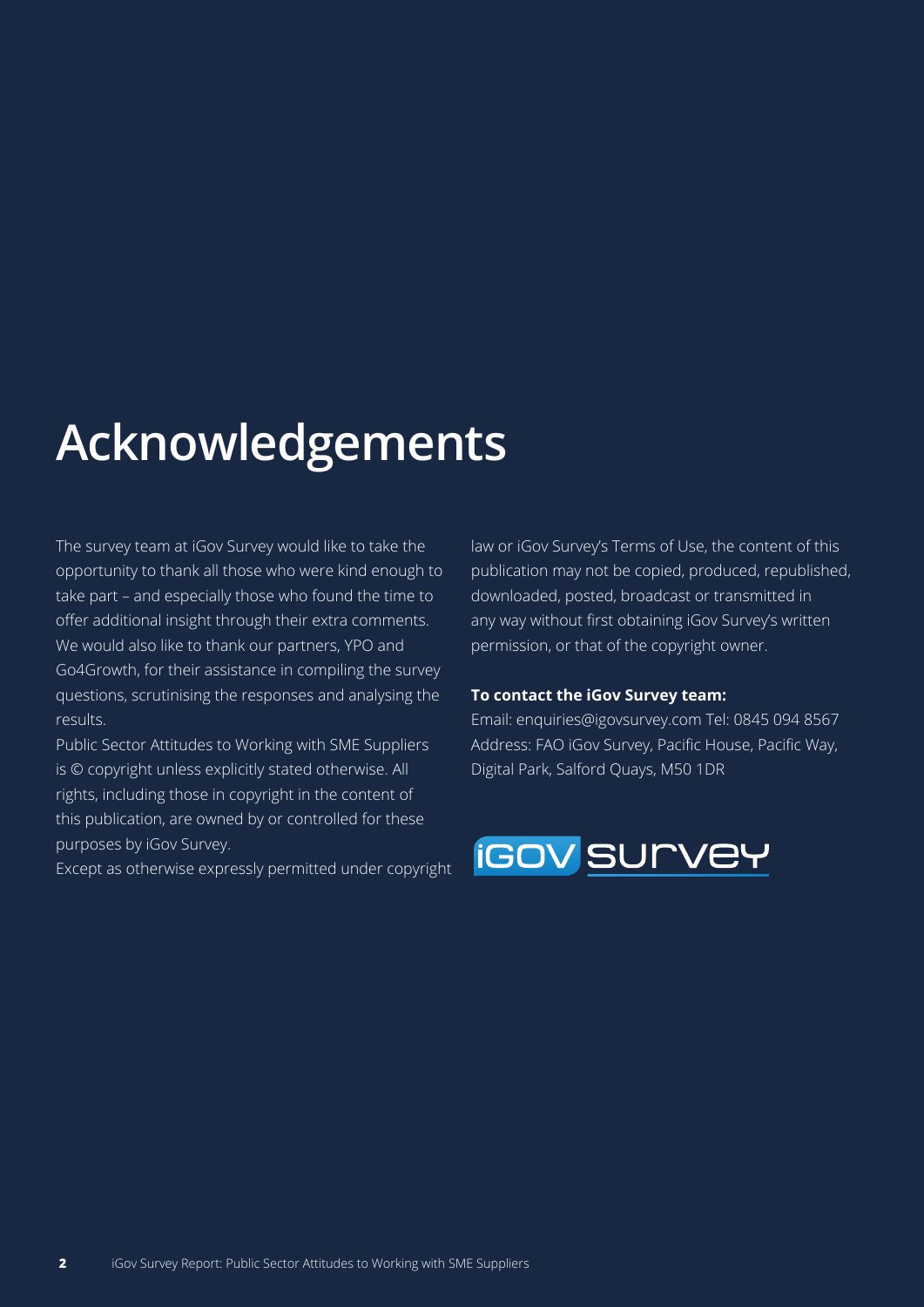# Acknowledgements

The survey team at iGov Survey would like to take the opportunity to thank all those who were kind enough to take part – and especially those who found the time to offer additional insight through their extra comments. We would also like to thank our partners, YPO and Go4Growth, for their assistance in compiling the survey questions, scrutinising the responses and analysing the results.

Public Sector Attitudes to Working with SME Suppliers is © copyright unless explicitly stated otherwise. All rights, including those in copyright in the content of this publication, are owned by or controlled for these purposes by iGov Survey.

Except as otherwise expressly permitted under copyright law or iGov Survey's Terms of Use, the content of this publication may not be copied, produced, republished, downloaded, posted, broadcast or transmitted in any way without first obtaining iGov Survey's written permission, or that of the copyright owner.

**To contact the iGov Survey team:**

Email: enquiries@igovsurvey.com Tel: 0845 094 8567

Address: FAO iGov Survey, Pacific House, Pacific Way, Digital Park, Salford Quays, M50 1DR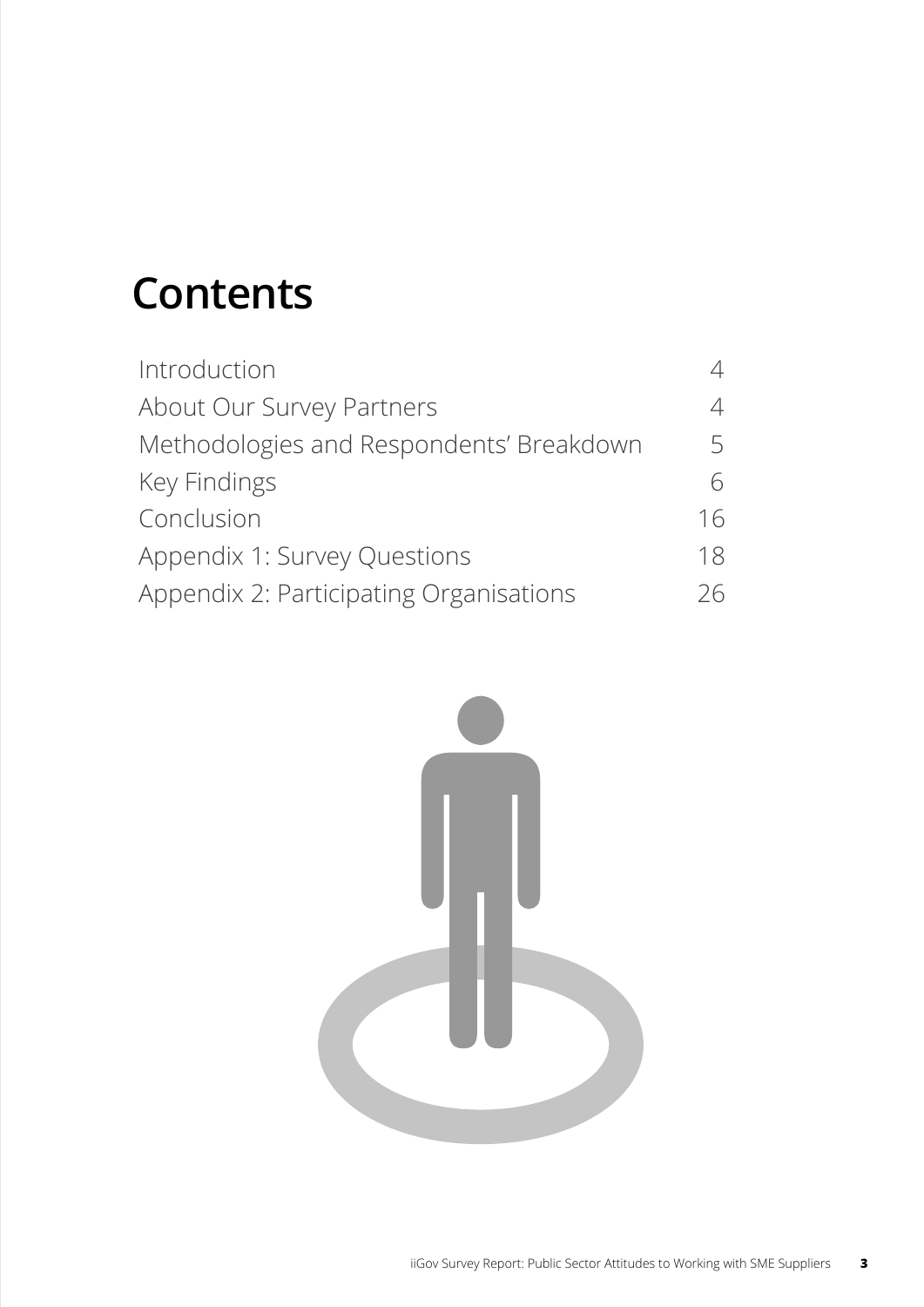# Contents

| | |
|---|---|
| Introduction | 4 |
| About Our Survey Partners | 4 |
| Methodologies and Respondents' Breakdown | 5 |
| Key Findings | 6 |
| Conclusion | 16 |
| Appendix 1: Survey Questions | 18 |
| Appendix 2: Participating Organisations | 26 |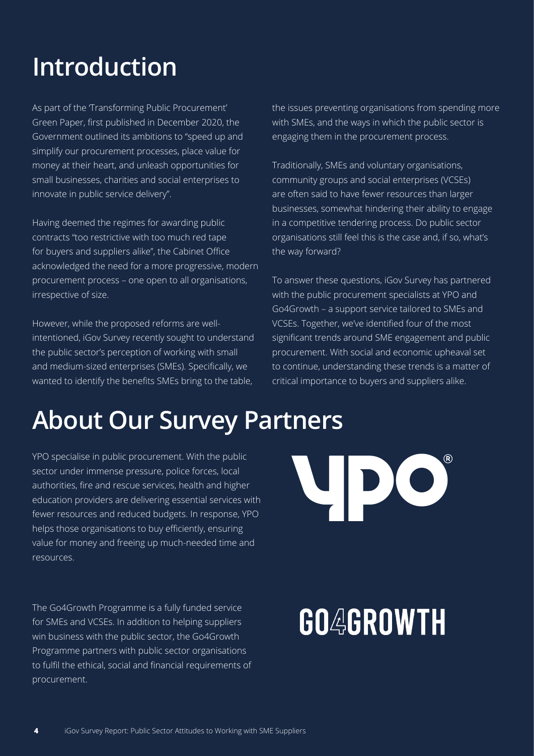# Introduction

As part of the 'Transforming Public Procurement' Green Paper, first published in December 2020, the Government outlined its ambitions to "speed up and simplify our procurement processes, place value for money at their heart, and unleash opportunities for small businesses, charities and social enterprises to innovate in public service delivery".

Having deemed the regimes for awarding public contracts "too restrictive with too much red tape for buyers and suppliers alike", the Cabinet Office acknowledged the need for a more progressive, modern procurement process – one open to all organisations, irrespective of size.

However, while the proposed reforms are well-intentioned, iGov Survey recently sought to understand the public sector's perception of working with small and medium-sized enterprises (SMEs). Specifically, we wanted to identify the benefits SMEs bring to the table, the issues preventing organisations from spending more with SMEs, and the ways in which the public sector is engaging them in the procurement process.

Traditionally, SMEs and voluntary organisations, community groups and social enterprises (VCSEs) are often said to have fewer resources than larger businesses, somewhat hindering their ability to engage in a competitive tendering process. Do public sector organisations still feel this is the case and, if so, what's the way forward?

To answer these questions, iGov Survey has partnered with the public procurement specialists at YPO and Go4Growth – a support service tailored to SMEs and VCSEs. Together, we've identified four of the most significant trends around SME engagement and public procurement. With social and economic upheaval set to continue, understanding these trends is a matter of critical importance to buyers and suppliers alike.

# About Our Survey Partners

YPO specialise in public procurement. With the public sector under immense pressure, police forces, local authorities, fire and rescue services, health and higher education providers are delivering essential services with fewer resources and reduced budgets. In response, YPO helps those organisations to buy efficiently, ensuring value for money and freeing up much-needed time and resources.

The Go4Growth Programme is a fully funded service for SMEs and VCSEs. In addition to helping suppliers win business with the public sector, the Go4Growth Programme partners with public sector organisations to fulfil the ethical, social and financial requirements of procurement.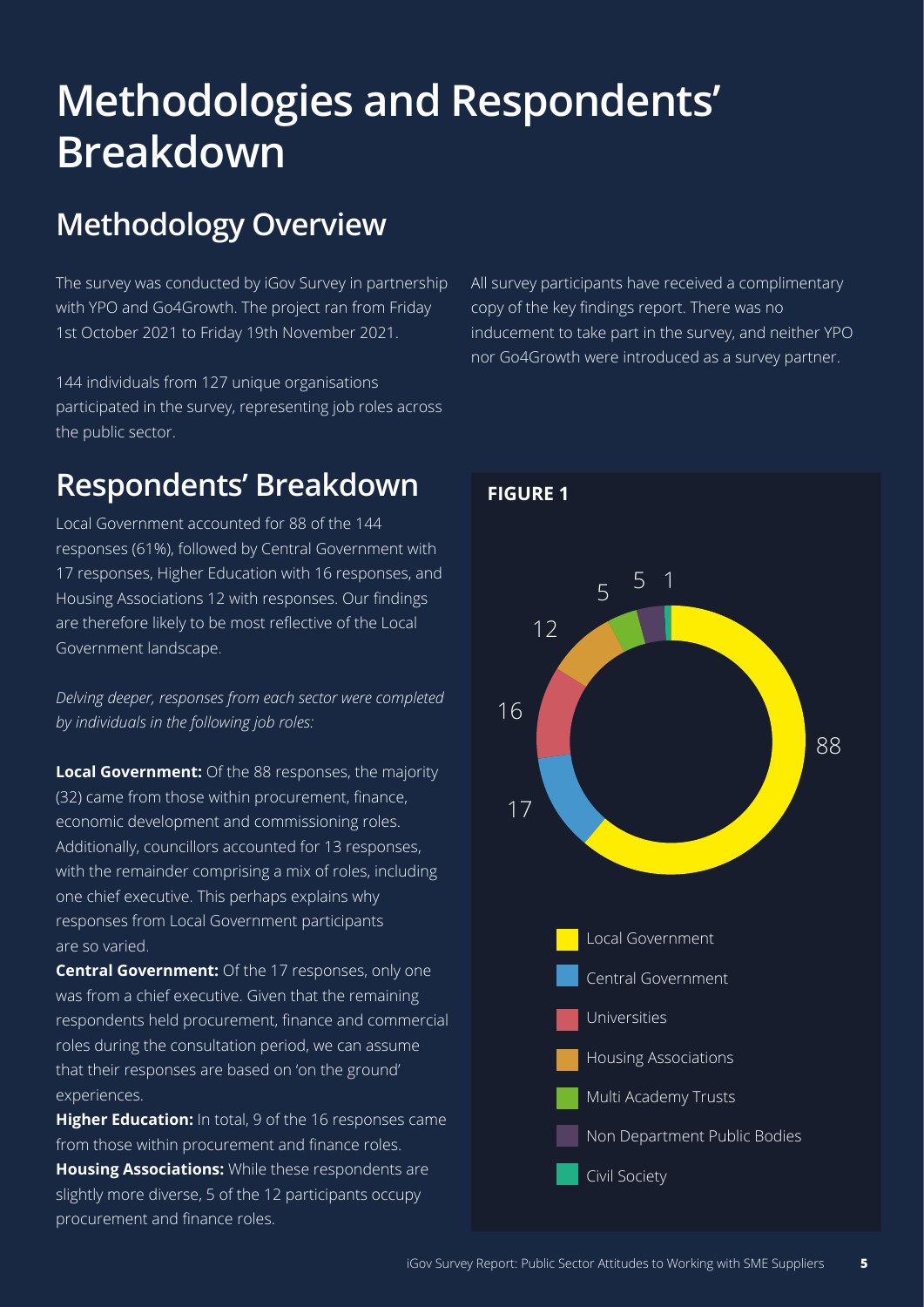# Methodologies and Respondents' Breakdown

## Methodology Overview

The survey was conducted by iGov Survey in partnership with YPO and Go4Growth. The project ran from Friday 1st October 2021 to Friday 19th November 2021.

144 individuals from 127 unique organisations participated in the survey, representing job roles across the public sector.

All survey participants have received a complimentary copy of the key findings report. There was no inducement to take part in the survey, and neither YPO nor Go4Growth were introduced as a survey partner.

## Respondents' Breakdown

Local Government accounted for 88 of the 144 responses (61%), followed by Central Government with 17 responses, Higher Education with 16 responses, and Housing Associations 12 with responses. Our findings are therefore likely to be most reflective of the Local Government landscape.

*Delving deeper, responses from each sector were completed by individuals in the following job roles:*

**Local Government:** Of the 88 responses, the majority (32) came from those within procurement, finance, economic development and commissioning roles. Additionally, councillors accounted for 13 responses, with the remainder comprising a mix of roles, including one chief executive. This perhaps explains why responses from Local Government participants are so varied.

**Central Government:** Of the 17 responses, only one was from a chief executive. Given that the remaining respondents held procurement, finance and commercial roles during the consultation period, we can assume that their responses are based on 'on the ground' experiences.

**Higher Education:** In total, 9 of the 16 responses came from those within procurement and finance roles.

**Housing Associations:** While these respondents are slightly more diverse, 5 of the 12 participants occupy procurement and finance roles.

**FIGURE 1**

| Sector | Responses |
|---|---|
| Local Government | 88 |
| Central Government | 17 |
| Universities | 16 |
| Housing Associations | 12 |
| Multi Academy Trusts | 5 |
| Non Department Public Bodies | 5 |
| Civil Society | 1 |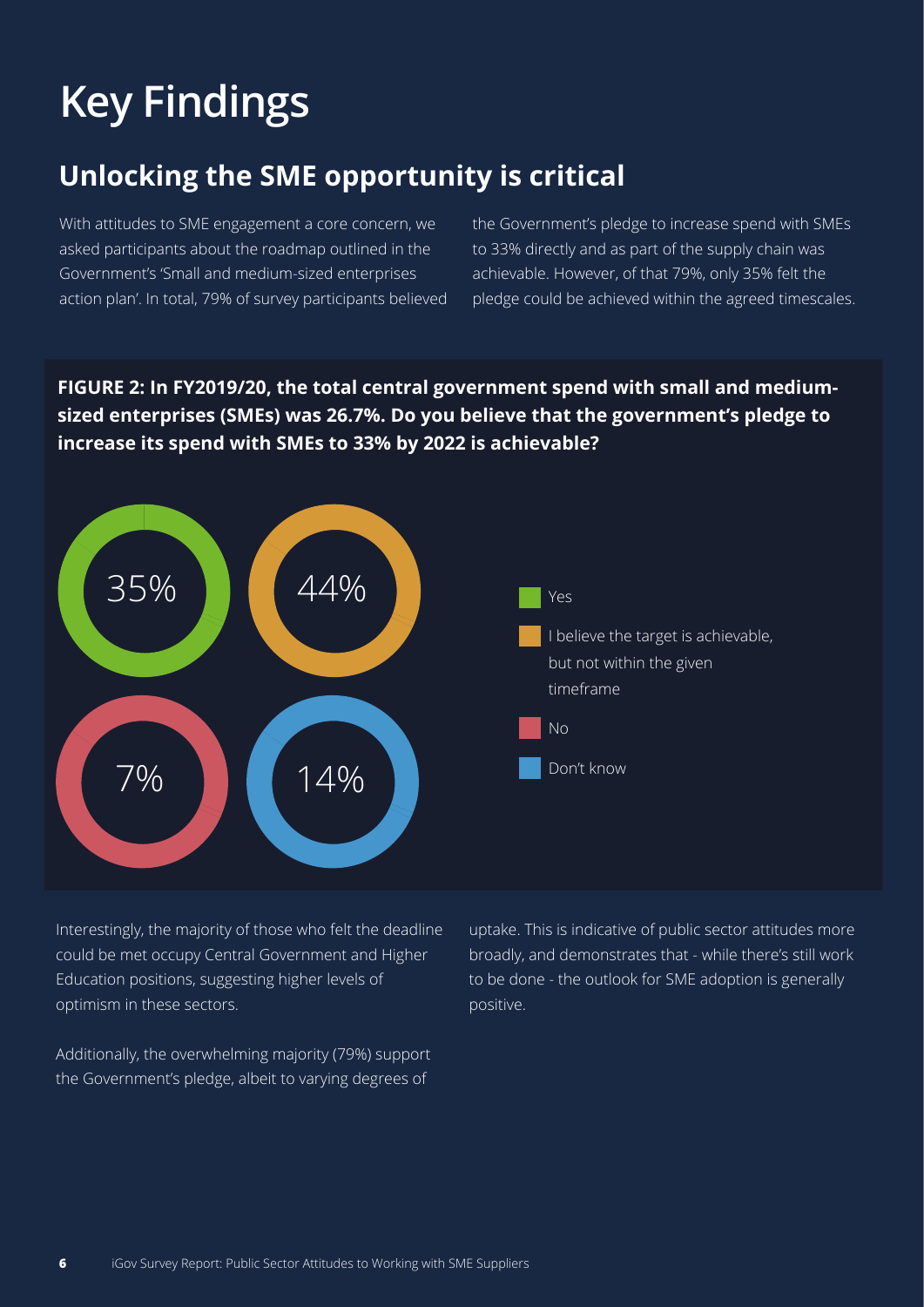# Key Findings

## Unlocking the SME opportunity is critical

With attitudes to SME engagement a core concern, we asked participants about the roadmap outlined in the Government's 'Small and medium-sized enterprises action plan'. In total, 79% of survey participants believed the Government's pledge to increase spend with SMEs to 33% directly and as part of the supply chain was achievable. However, of that 79%, only 35% felt the pledge could be achieved within the agreed timescales.

**FIGURE 2: In FY2019/20, the total central government spend with small and medium-sized enterprises (SMEs) was 26.7%. Do you believe that the government's pledge to increase its spend with SMEs to 33% by 2022 is achievable?**

| Response | Percentage |
| --- | --- |
| Yes | 35% |
| I believe the target is achievable, but not within the given timeframe | 44% |
| No | 7% |
| Don't know | 14% |

Interestingly, the majority of those who felt the deadline could be met occupy Central Government and Higher Education positions, suggesting higher levels of optimism in these sectors.

Additionally, the overwhelming majority (79%) support the Government's pledge, albeit to varying degrees of uptake. This is indicative of public sector attitudes more broadly, and demonstrates that - while there's still work to be done - the outlook for SME adoption is generally positive.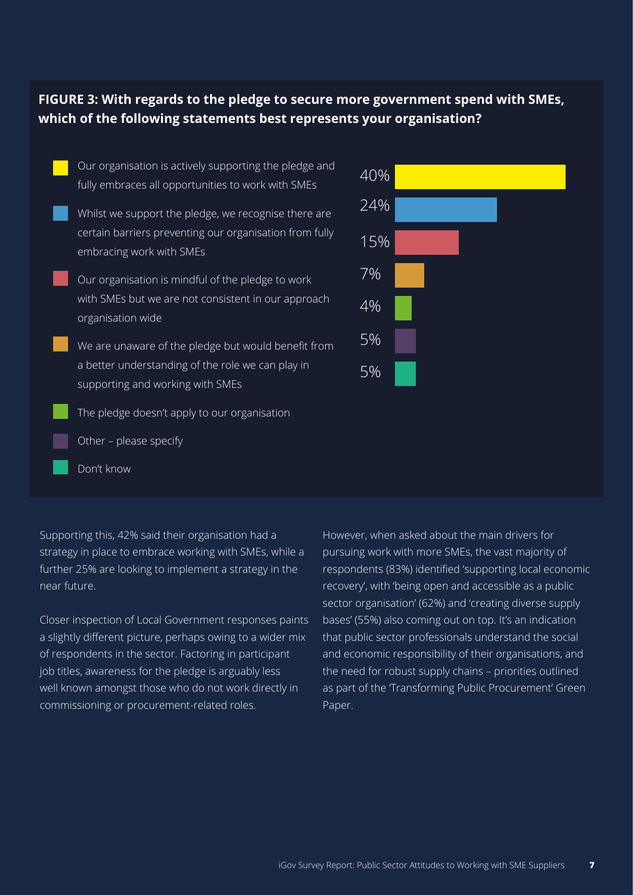**FIGURE 3: With regards to the pledge to secure more government spend with SMEs, which of the following statements best represents your organisation?**

| Statement | % |
|---|---|
| Our organisation is actively supporting the pledge and fully embraces all opportunities to work with SMEs | 40% |
| Whilst we support the pledge, we recognise there are certain barriers preventing our organisation from fully embracing work with SMEs | 24% |
| Our organisation is mindful of the pledge to work with SMEs but we are not consistent in our approach organisation wide | 15% |
| We are unaware of the pledge but would benefit from a better understanding of the role we can play in supporting and working with SMEs | 7% |
| The pledge doesn't apply to our organisation | 4% |
| Other – please specify | 5% |
| Don't know | 5% |

Supporting this, 42% said their organisation had a strategy in place to embrace working with SMEs, while a further 25% are looking to implement a strategy in the near future.

Closer inspection of Local Government responses paints a slightly different picture, perhaps owing to a wider mix of respondents in the sector. Factoring in participant job titles, awareness for the pledge is arguably less well known amongst those who do not work directly in commissioning or procurement-related roles.

However, when asked about the main drivers for pursuing work with more SMEs, the vast majority of respondents (83%) identified 'supporting local economic recovery', with 'being open and accessible as a public sector organisation' (62%) and 'creating diverse supply bases' (55%) also coming out on top. It's an indication that public sector professionals understand the social and economic responsibility of their organisations, and the need for robust supply chains – priorities outlined as part of the 'Transforming Public Procurement' Green Paper.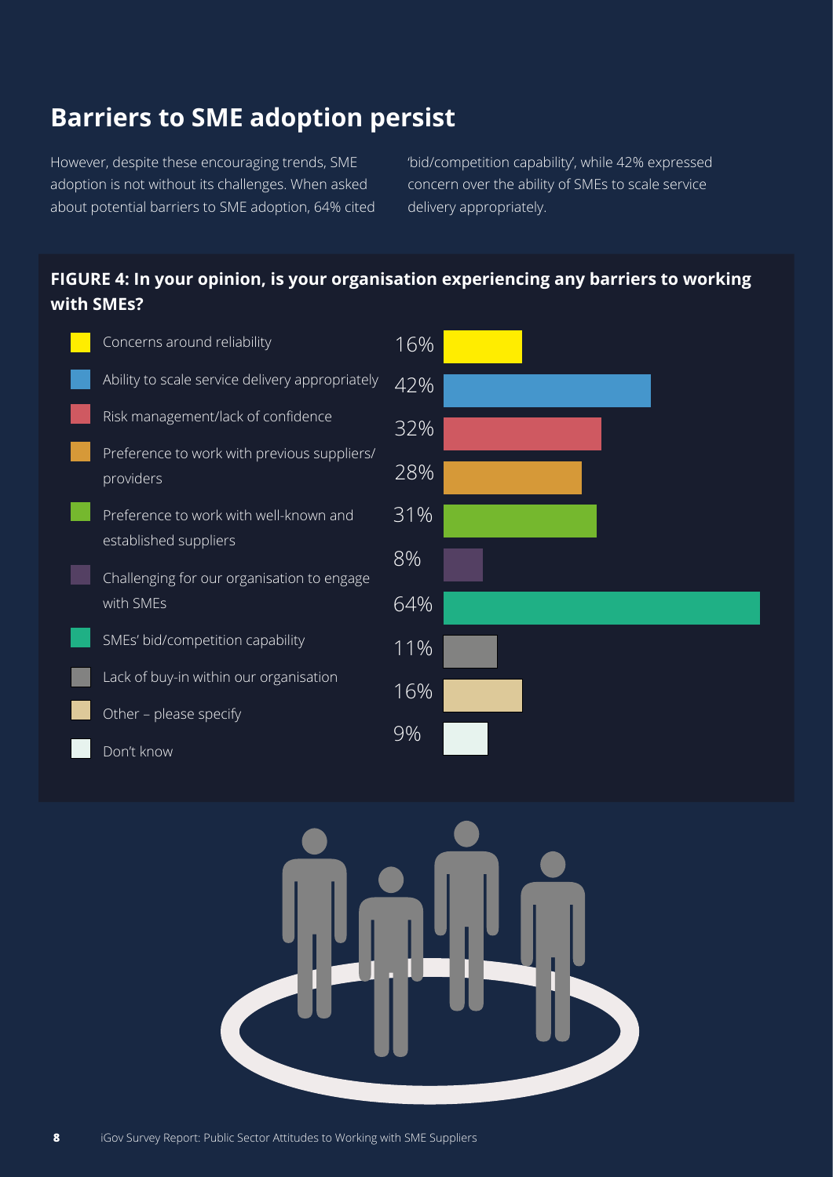## Barriers to SME adoption persist

However, despite these encouraging trends, SME adoption is not without its challenges. When asked about potential barriers to SME adoption, 64% cited 'bid/competition capability', while 42% expressed concern over the ability of SMEs to scale service delivery appropriately.

**FIGURE 4: In your opinion, is your organisation experiencing any barriers to working with SMEs?**

| Barrier | % |
| --- | --- |
| Concerns around reliability | 16% |
| Ability to scale service delivery appropriately | 42% |
| Risk management/lack of confidence | 32% |
| Preference to work with previous suppliers/providers | 28% |
| Preference to work with well-known and established suppliers | 31% |
| Challenging for our organisation to engage with SMEs | 8% |
| SMEs' bid/competition capability | 64% |
| Lack of buy-in within our organisation | 11% |
| Other – please specify | 16% |
| Don't know | 9% |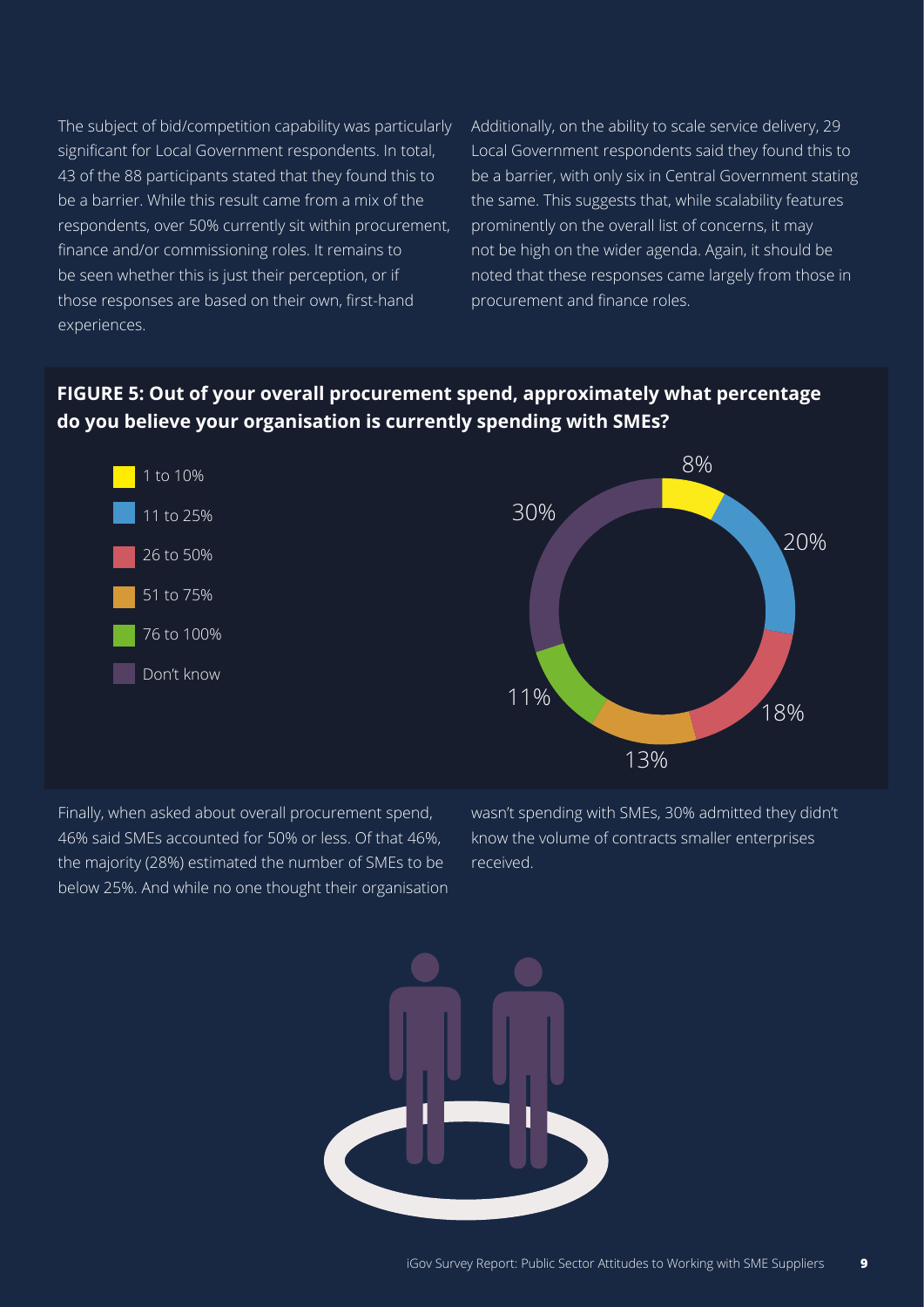The subject of bid/competition capability was particularly significant for Local Government respondents. In total, 43 of the 88 participants stated that they found this to be a barrier. While this result came from a mix of the respondents, over 50% currently sit within procurement, finance and/or commissioning roles. It remains to be seen whether this is just their perception, or if those responses are based on their own, first-hand experiences.

Additionally, on the ability to scale service delivery, 29 Local Government respondents said they found this to be a barrier, with only six in Central Government stating the same. This suggests that, while scalability features prominently on the overall list of concerns, it may not be high on the wider agenda. Again, it should be noted that these responses came largely from those in procurement and finance roles.

**FIGURE 5: Out of your overall procurement spend, approximately what percentage do you believe your organisation is currently spending with SMEs?**

| Response | Percentage |
| --- | --- |
| 1 to 10% | 8% |
| 11 to 25% | 20% |
| 26 to 50% | 18% |
| 51 to 75% | 13% |
| 76 to 100% | 11% |
| Don't know | 30% |

Finally, when asked about overall procurement spend, 46% said SMEs accounted for 50% or less. Of that 46%, the majority (28%) estimated the number of SMEs to be below 25%. And while no one thought their organisation wasn't spending with SMEs, 30% admitted they didn't know the volume of contracts smaller enterprises received.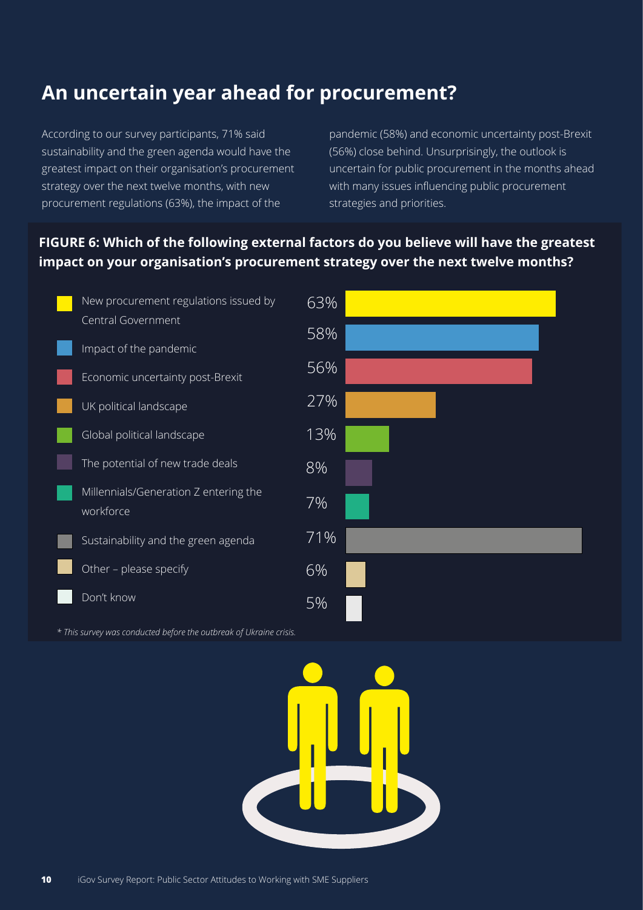## An uncertain year ahead for procurement?

According to our survey participants, 71% said sustainability and the green agenda would have the greatest impact on their organisation's procurement strategy over the next twelve months, with new procurement regulations (63%), the impact of the pandemic (58%) and economic uncertainty post-Brexit (56%) close behind. Unsurprisingly, the outlook is uncertain for public procurement in the months ahead with many issues influencing public procurement strategies and priorities.

**FIGURE 6: Which of the following external factors do you believe will have the greatest impact on your organisation's procurement strategy over the next twelve months?**

| Factor | % |
| --- | --- |
| New procurement regulations issued by Central Government | 63% |
| Impact of the pandemic | 58% |
| Economic uncertainty post-Brexit | 56% |
| UK political landscape | 27% |
| Global political landscape | 13% |
| The potential of new trade deals | 8% |
| Millennials/Generation Z entering the workforce | 7% |
| Sustainability and the green agenda | 71% |
| Other – please specify | 6% |
| Don't know | 5% |

*\* This survey was conducted before the outbreak of Ukraine crisis.*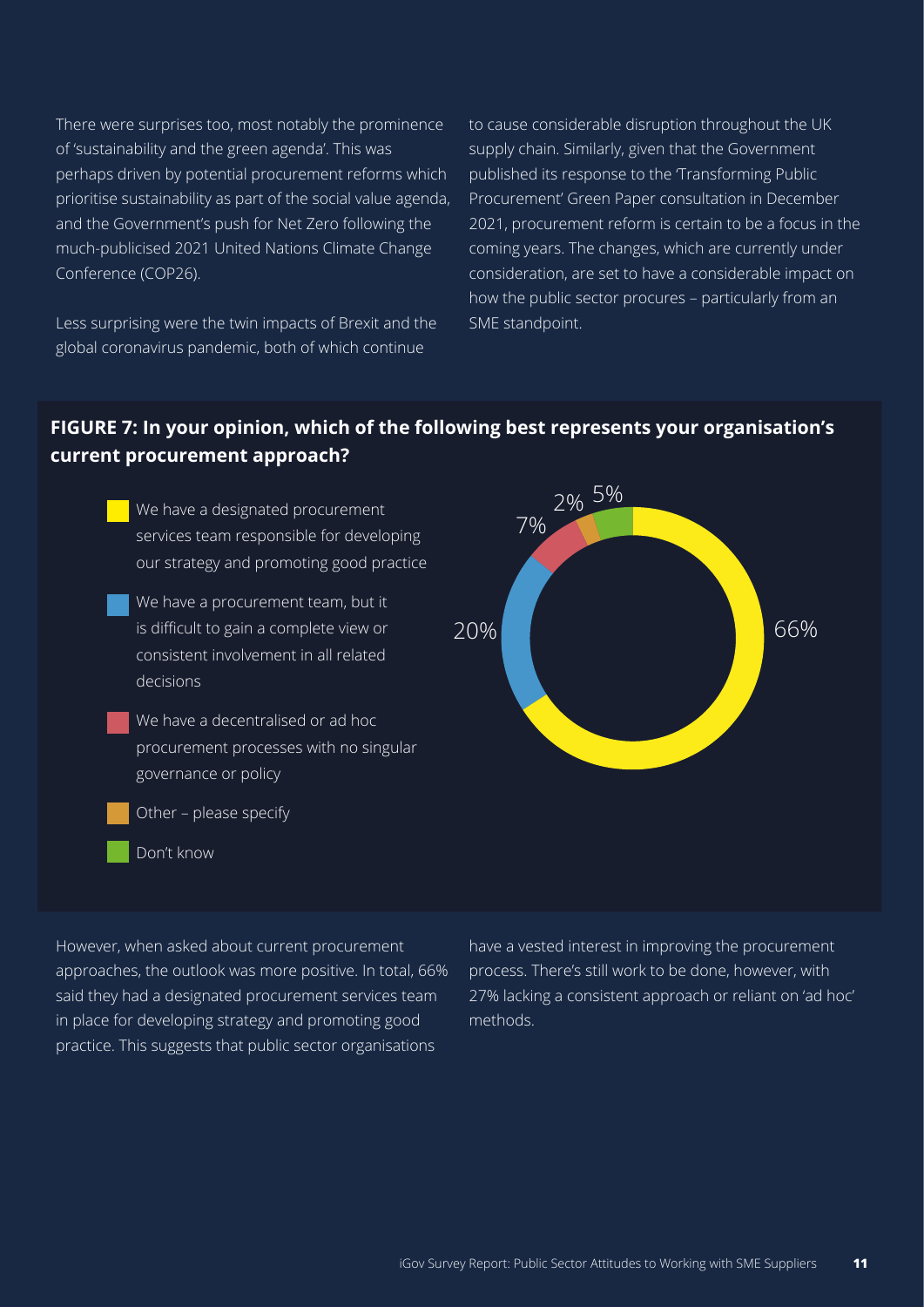There were surprises too, most notably the prominence of 'sustainability and the green agenda'. This was perhaps driven by potential procurement reforms which prioritise sustainability as part of the social value agenda, and the Government's push for Net Zero following the much-publicised 2021 United Nations Climate Change Conference (COP26).

Less surprising were the twin impacts of Brexit and the global coronavirus pandemic, both of which continue to cause considerable disruption throughout the UK supply chain. Similarly, given that the Government published its response to the 'Transforming Public Procurement' Green Paper consultation in December 2021, procurement reform is certain to be a focus in the coming years. The changes, which are currently under consideration, are set to have a considerable impact on how the public sector procures – particularly from an SME standpoint.

**FIGURE 7: In your opinion, which of the following best represents your organisation's current procurement approach?**

| Response | % |
|---|---|
| We have a designated procurement services team responsible for developing our strategy and promoting good practice | 66% |
| We have a procurement team, but it is difficult to gain a complete view or consistent involvement in all related decisions | 20% |
| We have a decentralised or ad hoc procurement processes with no singular governance or policy | 7% |
| Other – please specify | 2% |
| Don't know | 5% |

However, when asked about current procurement approaches, the outlook was more positive. In total, 66% said they had a designated procurement services team in place for developing strategy and promoting good practice. This suggests that public sector organisations have a vested interest in improving the procurement process. There's still work to be done, however, with 27% lacking a consistent approach or reliant on 'ad hoc' methods.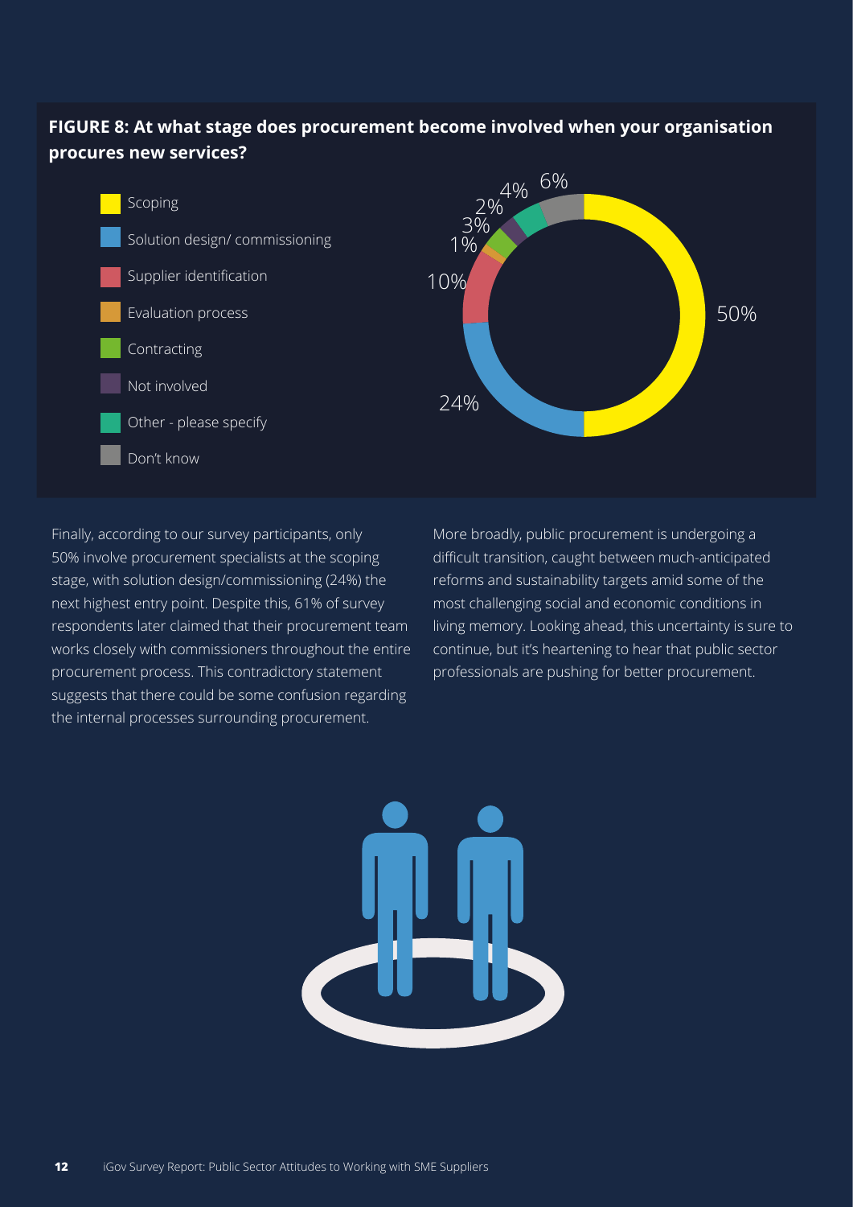**FIGURE 8: At what stage does procurement become involved when your organisation procures new services?**

| Stage | Percentage |
|---|---|
| Scoping | 50% |
| Solution design/ commissioning | 24% |
| Supplier identification | 10% |
| Evaluation process | 1% |
| Contracting | 3% |
| Not involved | 2% |
| Other - please specify | 4% |
| Don't know | 6% |

Finally, according to our survey participants, only 50% involve procurement specialists at the scoping stage, with solution design/commissioning (24%) the next highest entry point. Despite this, 61% of survey respondents later claimed that their procurement team works closely with commissioners throughout the entire procurement process. This contradictory statement suggests that there could be some confusion regarding the internal processes surrounding procurement.

More broadly, public procurement is undergoing a difficult transition, caught between much-anticipated reforms and sustainability targets amid some of the most challenging social and economic conditions in living memory. Looking ahead, this uncertainty is sure to continue, but it's heartening to hear that public sector professionals are pushing for better procurement.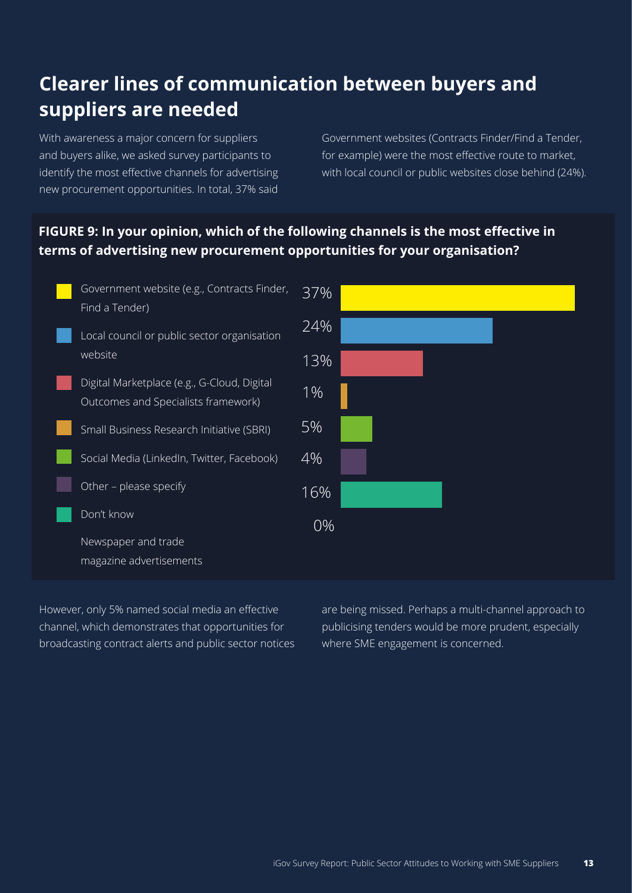## Clearer lines of communication between buyers and suppliers are needed

With awareness a major concern for suppliers and buyers alike, we asked survey participants to identify the most effective channels for advertising new procurement opportunities. In total, 37% said Government websites (Contracts Finder/Find a Tender, for example) were the most effective route to market, with local council or public websites close behind (24%).

**FIGURE 9: In your opinion, which of the following channels is the most effective in terms of advertising new procurement opportunities for your organisation?**

| Channel | % |
|---|---|
| Government website (e.g., Contracts Finder, Find a Tender) | 37% |
| Local council or public sector organisation website | 24% |
| Digital Marketplace (e.g., G-Cloud, Digital Outcomes and Specialists framework) | 13% |
| Small Business Research Initiative (SBRI) | 1% |
| Social Media (LinkedIn, Twitter, Facebook) | 5% |
| Other – please specify | 4% |
| Don't know | 16% |
| Newspaper and trade magazine advertisements | 0% |

However, only 5% named social media an effective channel, which demonstrates that opportunities for broadcasting contract alerts and public sector notices are being missed. Perhaps a multi-channel approach to publicising tenders would be more prudent, especially where SME engagement is concerned.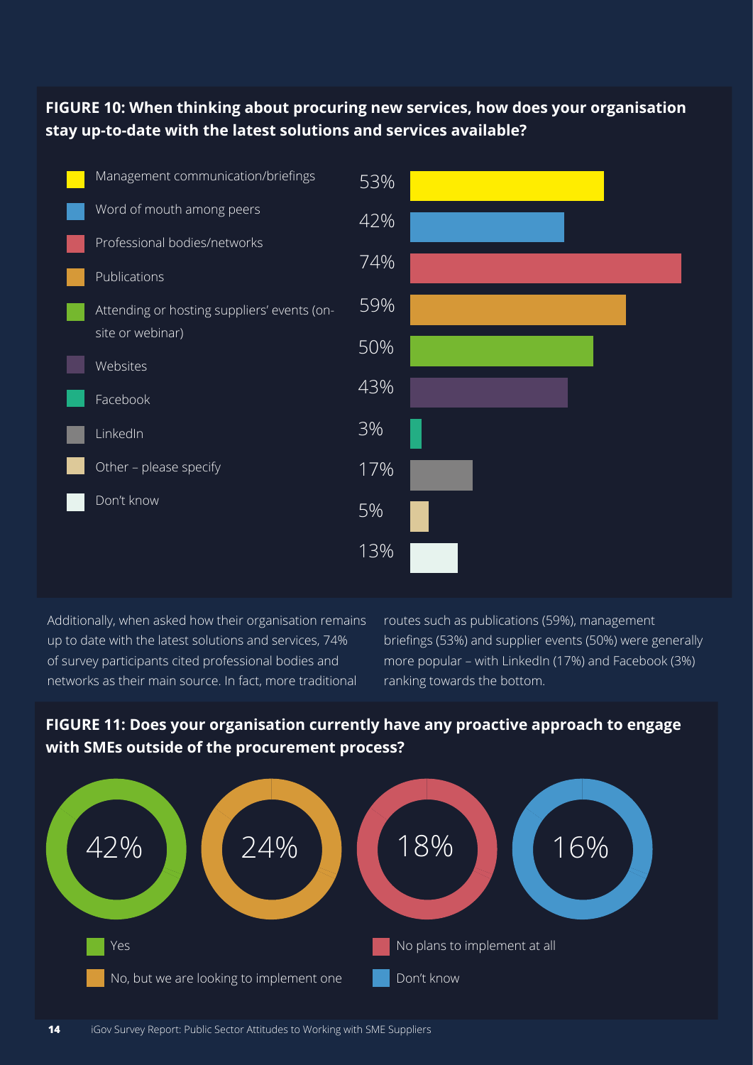**FIGURE 10: When thinking about procuring new services, how does your organisation stay up-to-date with the latest solutions and services available?**

| Response | % |
| --- | --- |
| Management communication/briefings | 53% |
| Word of mouth among peers | 42% |
| Professional bodies/networks | 74% |
| Publications | 59% |
| Attending or hosting suppliers' events (on-site or webinar) | 50% |
| Websites | 43% |
| Facebook | 3% |
| LinkedIn | 17% |
| Other – please specify | 5% |
| Don't know | 13% |

Additionally, when asked how their organisation remains up to date with the latest solutions and services, 74% of survey participants cited professional bodies and networks as their main source. In fact, more traditional routes such as publications (59%), management briefings (53%) and supplier events (50%) were generally more popular – with LinkedIn (17%) and Facebook (3%) ranking towards the bottom.

**FIGURE 11: Does your organisation currently have any proactive approach to engage with SMEs outside of the procurement process?**

| Response | % |
| --- | --- |
| Yes | 42% |
| No, but we are looking to implement one | 24% |
| No plans to implement at all | 18% |
| Don't know | 16% |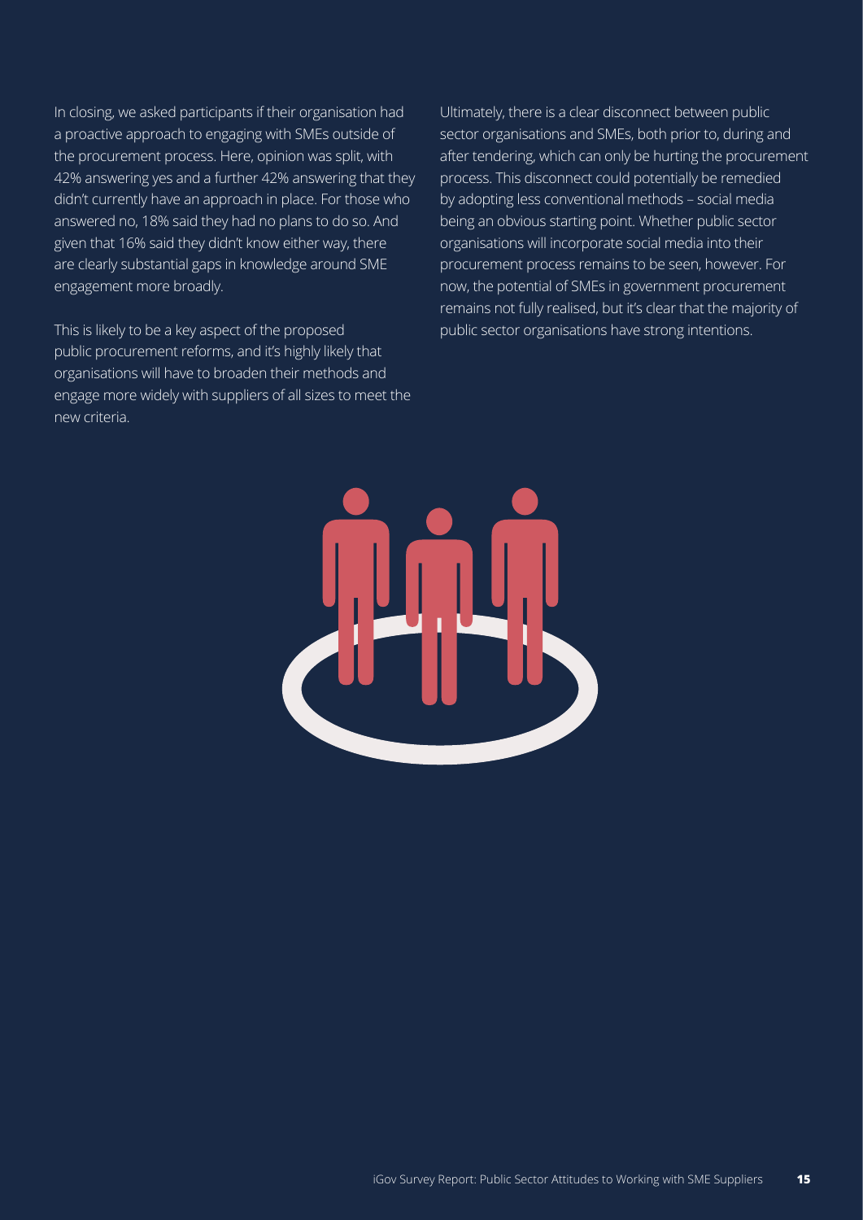In closing, we asked participants if their organisation had a proactive approach to engaging with SMEs outside of the procurement process. Here, opinion was split, with 42% answering yes and a further 42% answering that they didn't currently have an approach in place. For those who answered no, 18% said they had no plans to do so. And given that 16% said they didn't know either way, there are clearly substantial gaps in knowledge around SME engagement more broadly.

This is likely to be a key aspect of the proposed public procurement reforms, and it's highly likely that organisations will have to broaden their methods and engage more widely with suppliers of all sizes to meet the new criteria.

Ultimately, there is a clear disconnect between public sector organisations and SMEs, both prior to, during and after tendering, which can only be hurting the procurement process. This disconnect could potentially be remedied by adopting less conventional methods – social media being an obvious starting point. Whether public sector organisations will incorporate social media into their procurement process remains to be seen, however. For now, the potential of SMEs in government procurement remains not fully realised, but it's clear that the majority of public sector organisations have strong intentions.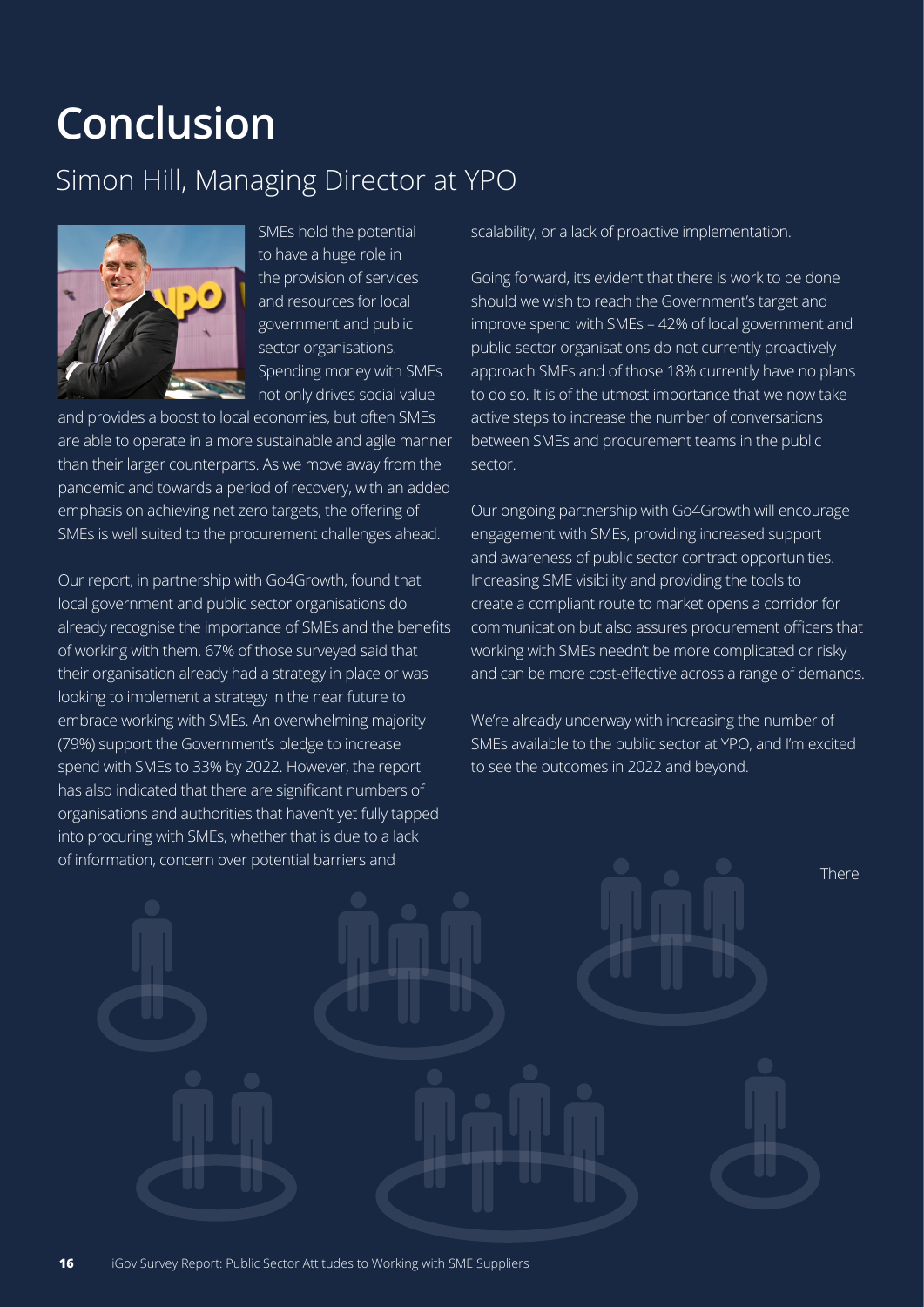# Conclusion

## Simon Hill, Managing Director at YPO

SMEs hold the potential to have a huge role in the provision of services and resources for local government and public sector organisations. Spending money with SMEs not only drives social value and provides a boost to local economies, but often SMEs are able to operate in a more sustainable and agile manner than their larger counterparts. As we move away from the pandemic and towards a period of recovery, with an added emphasis on achieving net zero targets, the offering of SMEs is well suited to the procurement challenges ahead.

Our report, in partnership with Go4Growth, found that local government and public sector organisations do already recognise the importance of SMEs and the benefits of working with them. 67% of those surveyed said that their organisation already had a strategy in place or was looking to implement a strategy in the near future to embrace working with SMEs. An overwhelming majority (79%) support the Government's pledge to increase spend with SMEs to 33% by 2022. However, the report has also indicated that there are significant numbers of organisations and authorities that haven't yet fully tapped into procuring with SMEs, whether that is due to a lack of information, concern over potential barriers and scalability, or a lack of proactive implementation.

Going forward, it's evident that there is work to be done should we wish to reach the Government's target and improve spend with SMEs – 42% of local government and public sector organisations do not currently proactively approach SMEs and of those 18% currently have no plans to do so. It is of the utmost importance that we now take active steps to increase the number of conversations between SMEs and procurement teams in the public sector.

Our ongoing partnership with Go4Growth will encourage engagement with SMEs, providing increased support and awareness of public sector contract opportunities. Increasing SME visibility and providing the tools to create a compliant route to market opens a corridor for communication but also assures procurement officers that working with SMEs needn't be more complicated or risky and can be more cost-effective across a range of demands.

We're already underway with increasing the number of SMEs available to the public sector at YPO, and I'm excited to see the outcomes in 2022 and beyond.

There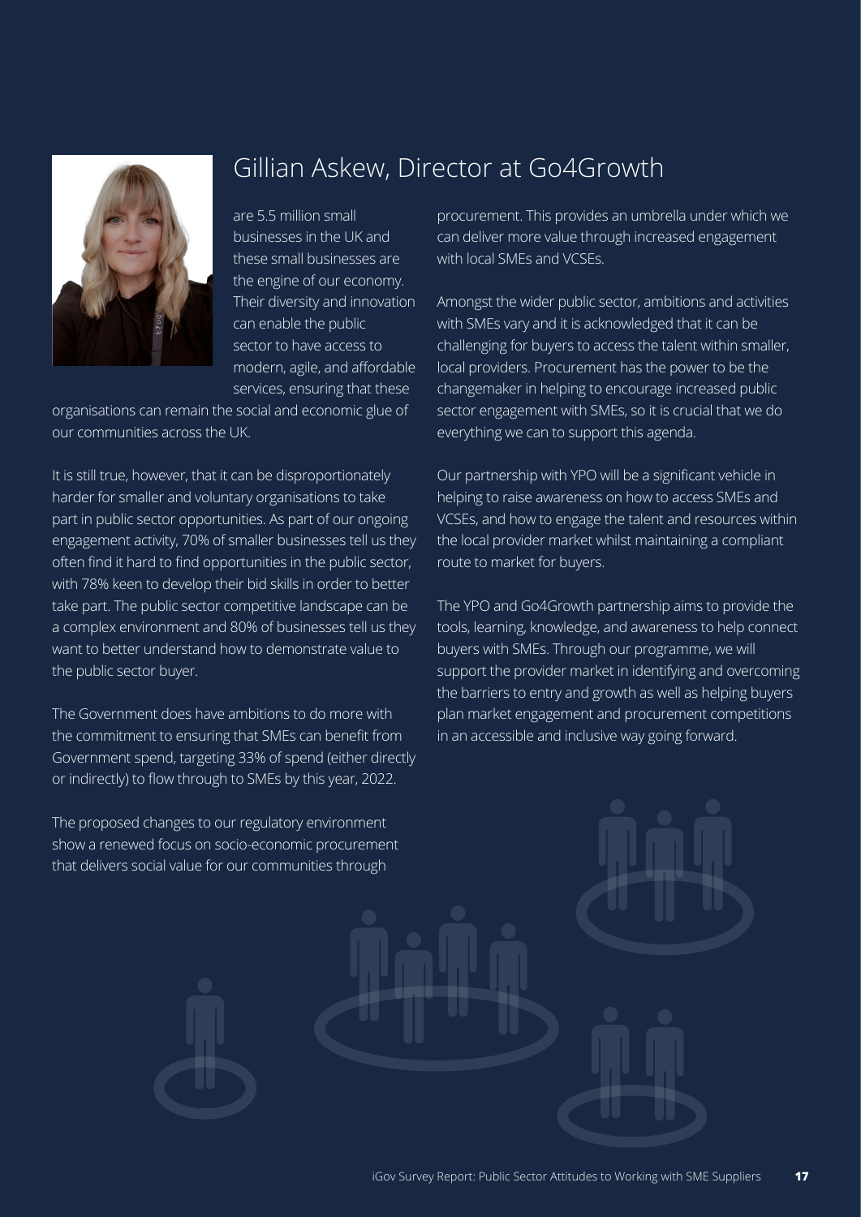## Gillian Askew, Director at Go4Growth

are 5.5 million small businesses in the UK and these small businesses are the engine of our economy. Their diversity and innovation can enable the public sector to have access to modern, agile, and affordable services, ensuring that these organisations can remain the social and economic glue of our communities across the UK.

It is still true, however, that it can be disproportionately harder for smaller and voluntary organisations to take part in public sector opportunities. As part of our ongoing engagement activity, 70% of smaller businesses tell us they often find it hard to find opportunities in the public sector, with 78% keen to develop their bid skills in order to better take part. The public sector competitive landscape can be a complex environment and 80% of businesses tell us they want to better understand how to demonstrate value to the public sector buyer.

The Government does have ambitions to do more with the commitment to ensuring that SMEs can benefit from Government spend, targeting 33% of spend (either directly or indirectly) to flow through to SMEs by this year, 2022.

The proposed changes to our regulatory environment show a renewed focus on socio-economic procurement that delivers social value for our communities through procurement. This provides an umbrella under which we can deliver more value through increased engagement with local SMEs and VCSEs.

Amongst the wider public sector, ambitions and activities with SMEs vary and it is acknowledged that it can be challenging for buyers to access the talent within smaller, local providers. Procurement has the power to be the changemaker in helping to encourage increased public sector engagement with SMEs, so it is crucial that we do everything we can to support this agenda.

Our partnership with YPO will be a significant vehicle in helping to raise awareness on how to access SMEs and VCSEs, and how to engage the talent and resources within the local provider market whilst maintaining a compliant route to market for buyers.

The YPO and Go4Growth partnership aims to provide the tools, learning, knowledge, and awareness to help connect buyers with SMEs. Through our programme, we will support the provider market in identifying and overcoming the barriers to entry and growth as well as helping buyers plan market engagement and procurement competitions in an accessible and inclusive way going forward.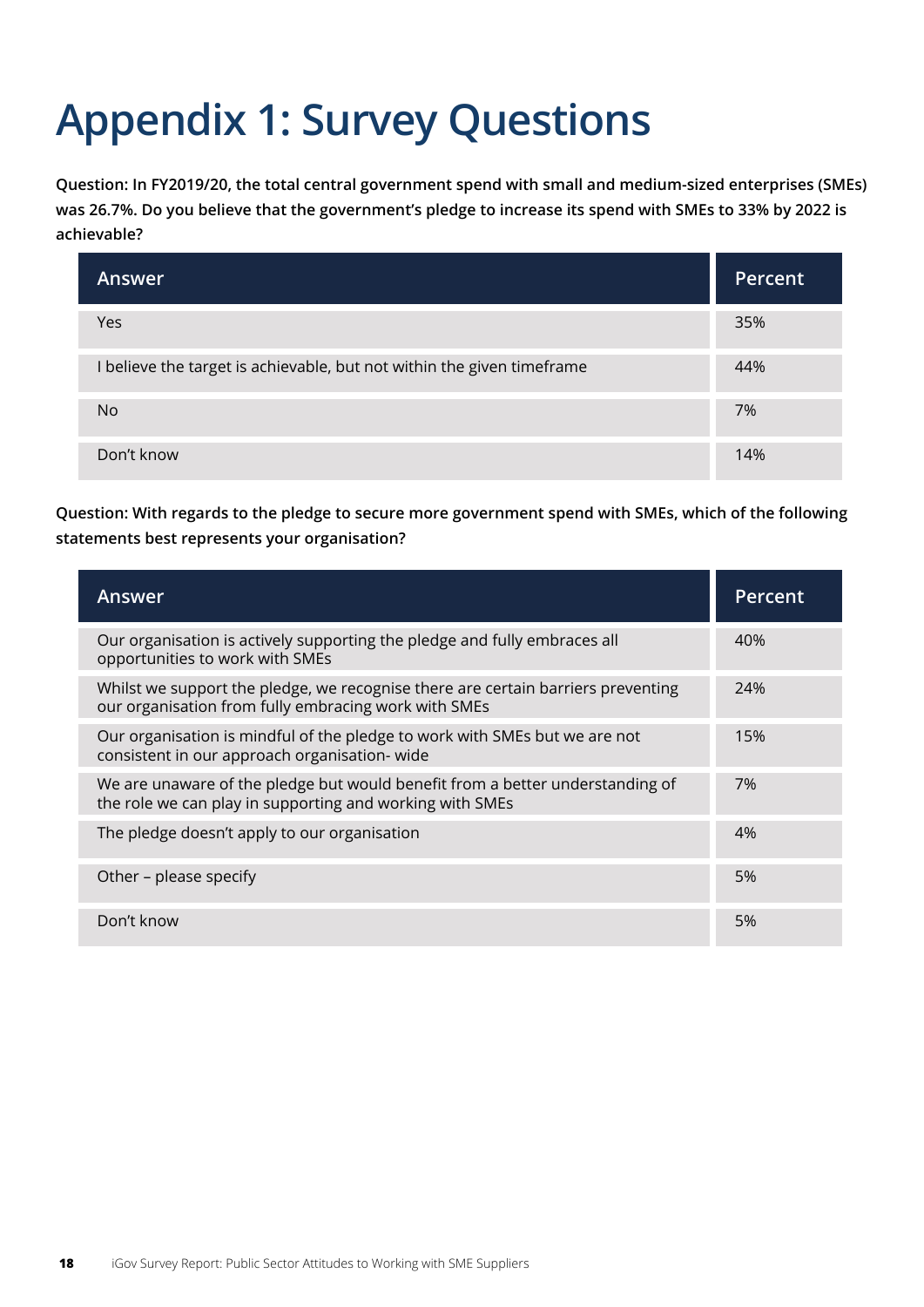# Appendix 1: Survey Questions

**Question: In FY2019/20, the total central government spend with small and medium-sized enterprises (SMEs) was 26.7%. Do you believe that the government's pledge to increase its spend with SMEs to 33% by 2022 is achievable?**

| Answer | Percent |
|---|---|
| Yes | 35% |
| I believe the target is achievable, but not within the given timeframe | 44% |
| No | 7% |
| Don't know | 14% |

**Question: With regards to the pledge to secure more government spend with SMEs, which of the following statements best represents your organisation?**

| Answer | Percent |
|---|---|
| Our organisation is actively supporting the pledge and fully embraces all opportunities to work with SMEs | 40% |
| Whilst we support the pledge, we recognise there are certain barriers preventing our organisation from fully embracing work with SMEs | 24% |
| Our organisation is mindful of the pledge to work with SMEs but we are not consistent in our approach organisation- wide | 15% |
| We are unaware of the pledge but would benefit from a better understanding of the role we can play in supporting and working with SMEs | 7% |
| The pledge doesn't apply to our organisation | 4% |
| Other – please specify | 5% |
| Don't know | 5% |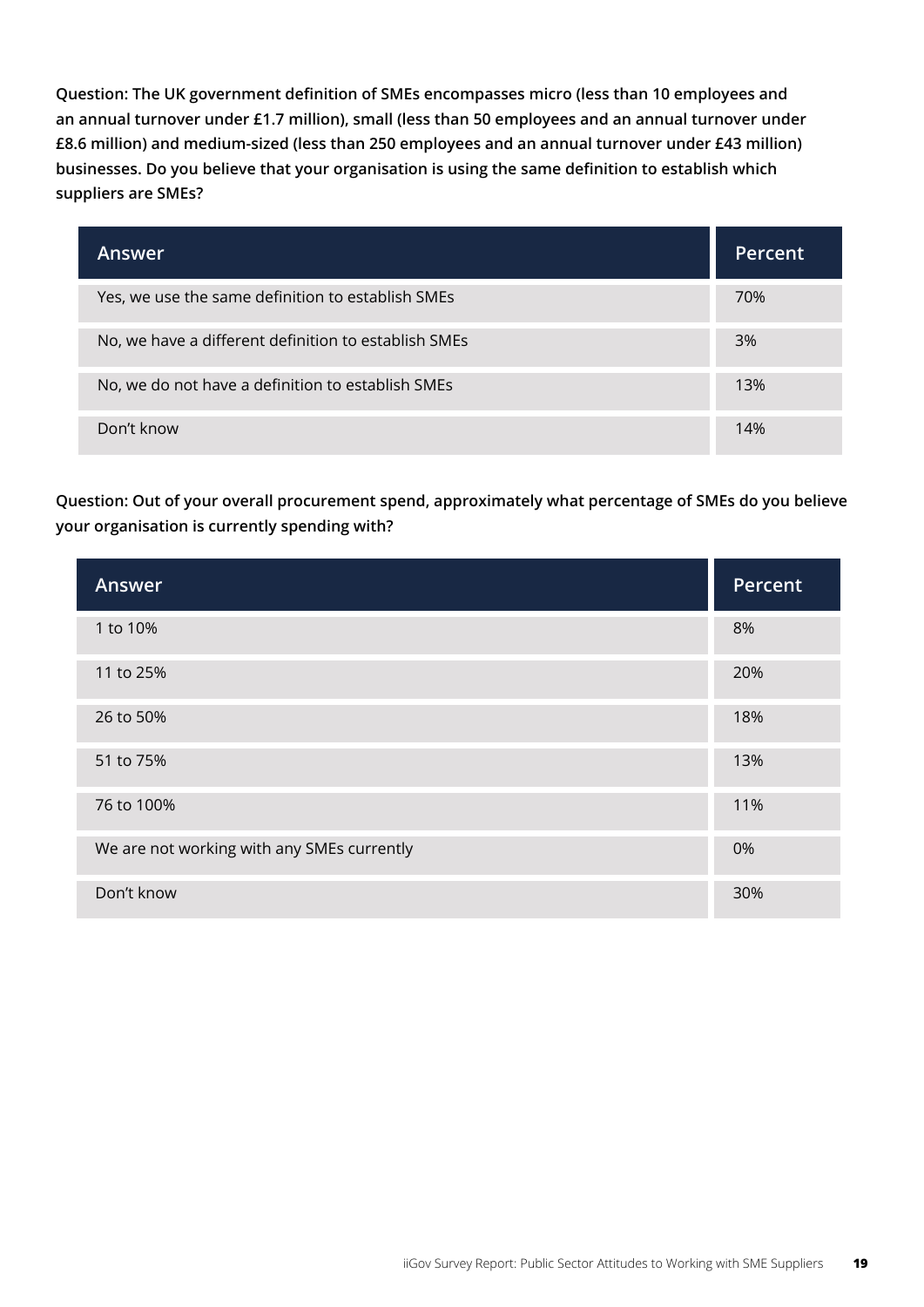**Question: The UK government definition of SMEs encompasses micro (less than 10 employees and an annual turnover under £1.7 million), small (less than 50 employees and an annual turnover under £8.6 million) and medium-sized (less than 250 employees and an annual turnover under £43 million) businesses. Do you believe that your organisation is using the same definition to establish which suppliers are SMEs?**

| Answer | Percent |
| --- | --- |
| Yes, we use the same definition to establish SMEs | 70% |
| No, we have a different definition to establish SMEs | 3% |
| No, we do not have a definition to establish SMEs | 13% |
| Don't know | 14% |

**Question: Out of your overall procurement spend, approximately what percentage of SMEs do you believe your organisation is currently spending with?**

| Answer | Percent |
| --- | --- |
| 1 to 10% | 8% |
| 11 to 25% | 20% |
| 26 to 50% | 18% |
| 51 to 75% | 13% |
| 76 to 100% | 11% |
| We are not working with any SMEs currently | 0% |
| Don't know | 30% |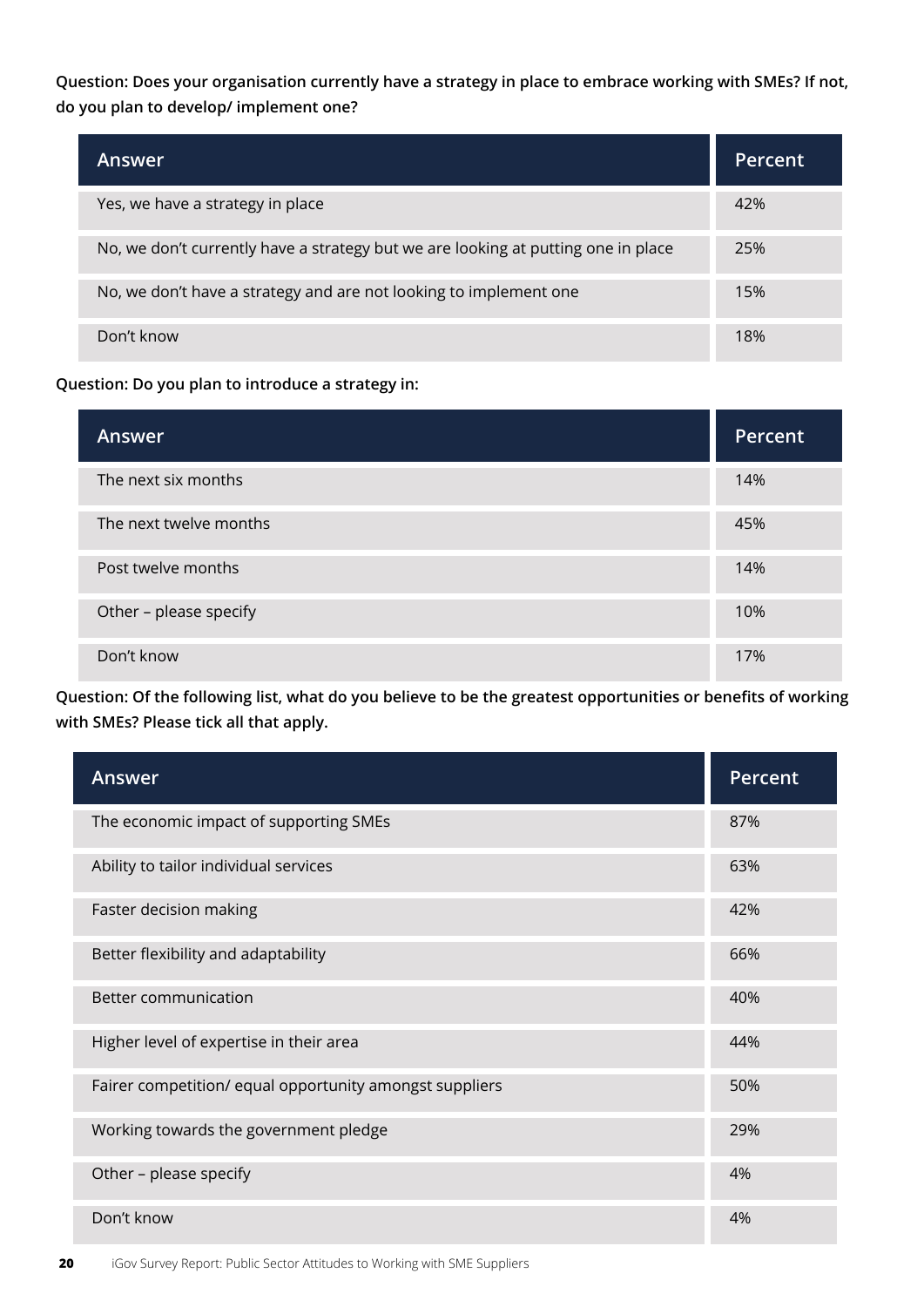**Question: Does your organisation currently have a strategy in place to embrace working with SMEs? If not, do you plan to develop/ implement one?**

| Answer | Percent |
| --- | --- |
| Yes, we have a strategy in place | 42% |
| No, we don't currently have a strategy but we are looking at putting one in place | 25% |
| No, we don't have a strategy and are not looking to implement one | 15% |
| Don't know | 18% |

**Question: Do you plan to introduce a strategy in:**

| Answer | Percent |
| --- | --- |
| The next six months | 14% |
| The next twelve months | 45% |
| Post twelve months | 14% |
| Other – please specify | 10% |
| Don't know | 17% |

**Question: Of the following list, what do you believe to be the greatest opportunities or benefits of working with SMEs? Please tick all that apply.**

| Answer | Percent |
| --- | --- |
| The economic impact of supporting SMEs | 87% |
| Ability to tailor individual services | 63% |
| Faster decision making | 42% |
| Better flexibility and adaptability | 66% |
| Better communication | 40% |
| Higher level of expertise in their area | 44% |
| Fairer competition/ equal opportunity amongst suppliers | 50% |
| Working towards the government pledge | 29% |
| Other – please specify | 4% |
| Don't know | 4% |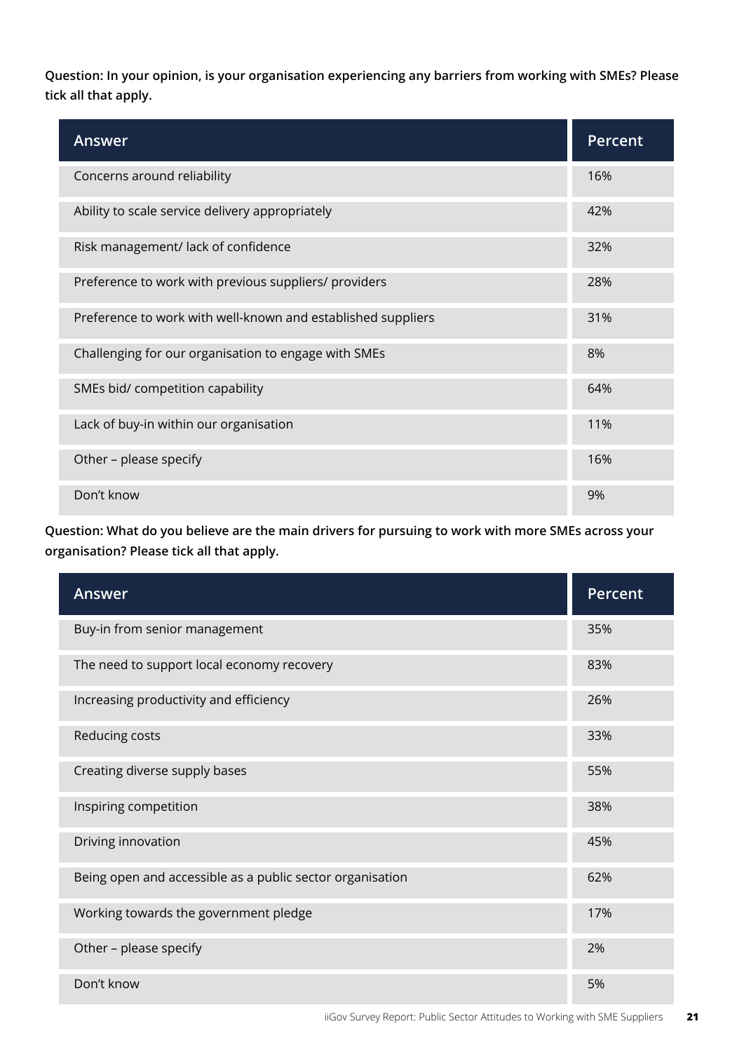**Question: In your opinion, is your organisation experiencing any barriers from working with SMEs? Please tick all that apply.**

| Answer | Percent |
| --- | --- |
| Concerns around reliability | 16% |
| Ability to scale service delivery appropriately | 42% |
| Risk management/ lack of confidence | 32% |
| Preference to work with previous suppliers/ providers | 28% |
| Preference to work with well-known and established suppliers | 31% |
| Challenging for our organisation to engage with SMEs | 8% |
| SMEs bid/ competition capability | 64% |
| Lack of buy-in within our organisation | 11% |
| Other – please specify | 16% |
| Don't know | 9% |

**Question: What do you believe are the main drivers for pursuing to work with more SMEs across your organisation? Please tick all that apply.**

| Answer | Percent |
| --- | --- |
| Buy-in from senior management | 35% |
| The need to support local economy recovery | 83% |
| Increasing productivity and efficiency | 26% |
| Reducing costs | 33% |
| Creating diverse supply bases | 55% |
| Inspiring competition | 38% |
| Driving innovation | 45% |
| Being open and accessible as a public sector organisation | 62% |
| Working towards the government pledge | 17% |
| Other – please specify | 2% |
| Don't know | 5% |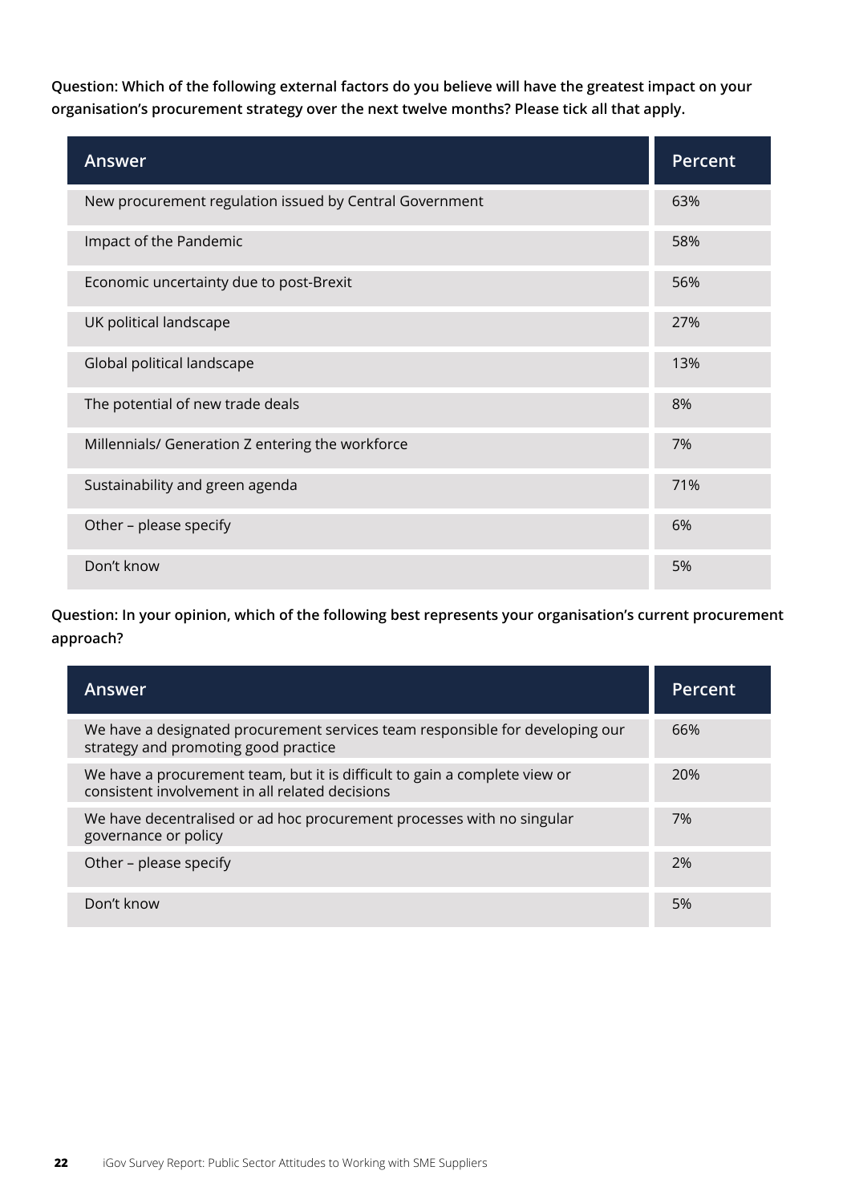**Question: Which of the following external factors do you believe will have the greatest impact on your organisation's procurement strategy over the next twelve months? Please tick all that apply.**

| Answer | Percent |
|---|---|
| New procurement regulation issued by Central Government | 63% |
| Impact of the Pandemic | 58% |
| Economic uncertainty due to post-Brexit | 56% |
| UK political landscape | 27% |
| Global political landscape | 13% |
| The potential of new trade deals | 8% |
| Millennials/ Generation Z entering the workforce | 7% |
| Sustainability and green agenda | 71% |
| Other – please specify | 6% |
| Don't know | 5% |

**Question: In your opinion, which of the following best represents your organisation's current procurement approach?**

| Answer | Percent |
|---|---|
| We have a designated procurement services team responsible for developing our strategy and promoting good practice | 66% |
| We have a procurement team, but it is difficult to gain a complete view or consistent involvement in all related decisions | 20% |
| We have decentralised or ad hoc procurement processes with no singular governance or policy | 7% |
| Other – please specify | 2% |
| Don't know | 5% |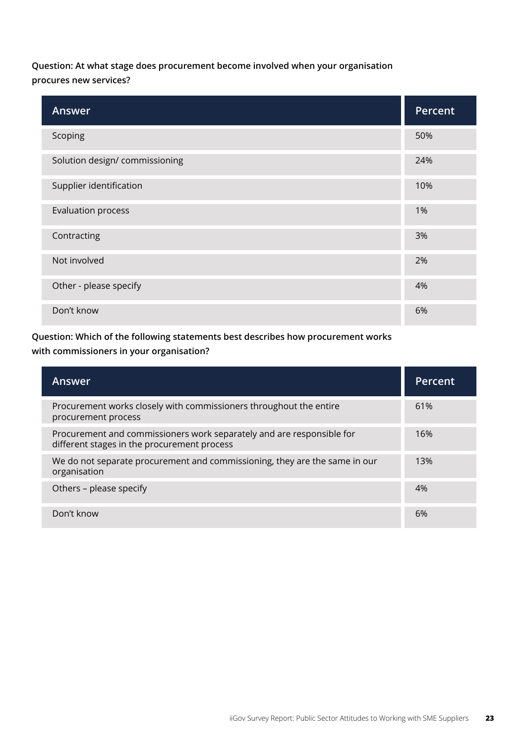**Question: At what stage does procurement become involved when your organisation procures new services?**

| Answer | Percent |
|---|---|
| Scoping | 50% |
| Solution design/ commissioning | 24% |
| Supplier identification | 10% |
| Evaluation process | 1% |
| Contracting | 3% |
| Not involved | 2% |
| Other - please specify | 4% |
| Don’t know | 6% |

**Question: Which of the following statements best describes how procurement works with commissioners in your organisation?**

| Answer | Percent |
|---|---|
| Procurement works closely with commissioners throughout the entire procurement process | 61% |
| Procurement and commissioners work separately and are responsible for different stages in the procurement process | 16% |
| We do not separate procurement and commissioning, they are the same in our organisation | 13% |
| Others – please specify | 4% |
| Don’t know | 6% |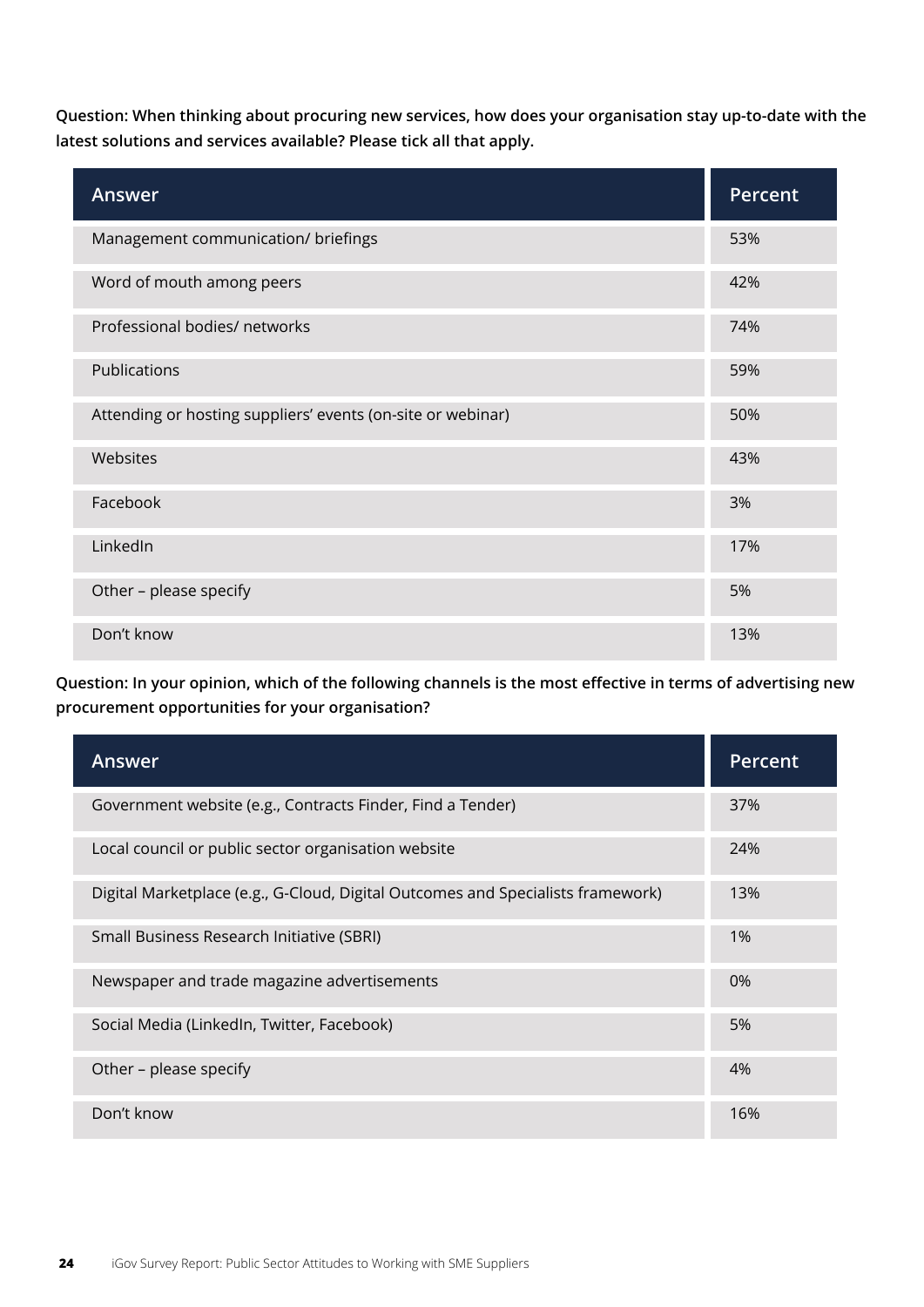**Question: When thinking about procuring new services, how does your organisation stay up-to-date with the latest solutions and services available? Please tick all that apply.**

| Answer | Percent |
|---|---|
| Management communication/ briefings | 53% |
| Word of mouth among peers | 42% |
| Professional bodies/ networks | 74% |
| Publications | 59% |
| Attending or hosting suppliers' events (on-site or webinar) | 50% |
| Websites | 43% |
| Facebook | 3% |
| LinkedIn | 17% |
| Other – please specify | 5% |
| Don't know | 13% |

**Question: In your opinion, which of the following channels is the most effective in terms of advertising new procurement opportunities for your organisation?**

| Answer | Percent |
|---|---|
| Government website (e.g., Contracts Finder, Find a Tender) | 37% |
| Local council or public sector organisation website | 24% |
| Digital Marketplace (e.g., G-Cloud, Digital Outcomes and Specialists framework) | 13% |
| Small Business Research Initiative (SBRI) | 1% |
| Newspaper and trade magazine advertisements | 0% |
| Social Media (LinkedIn, Twitter, Facebook) | 5% |
| Other – please specify | 4% |
| Don't know | 16% |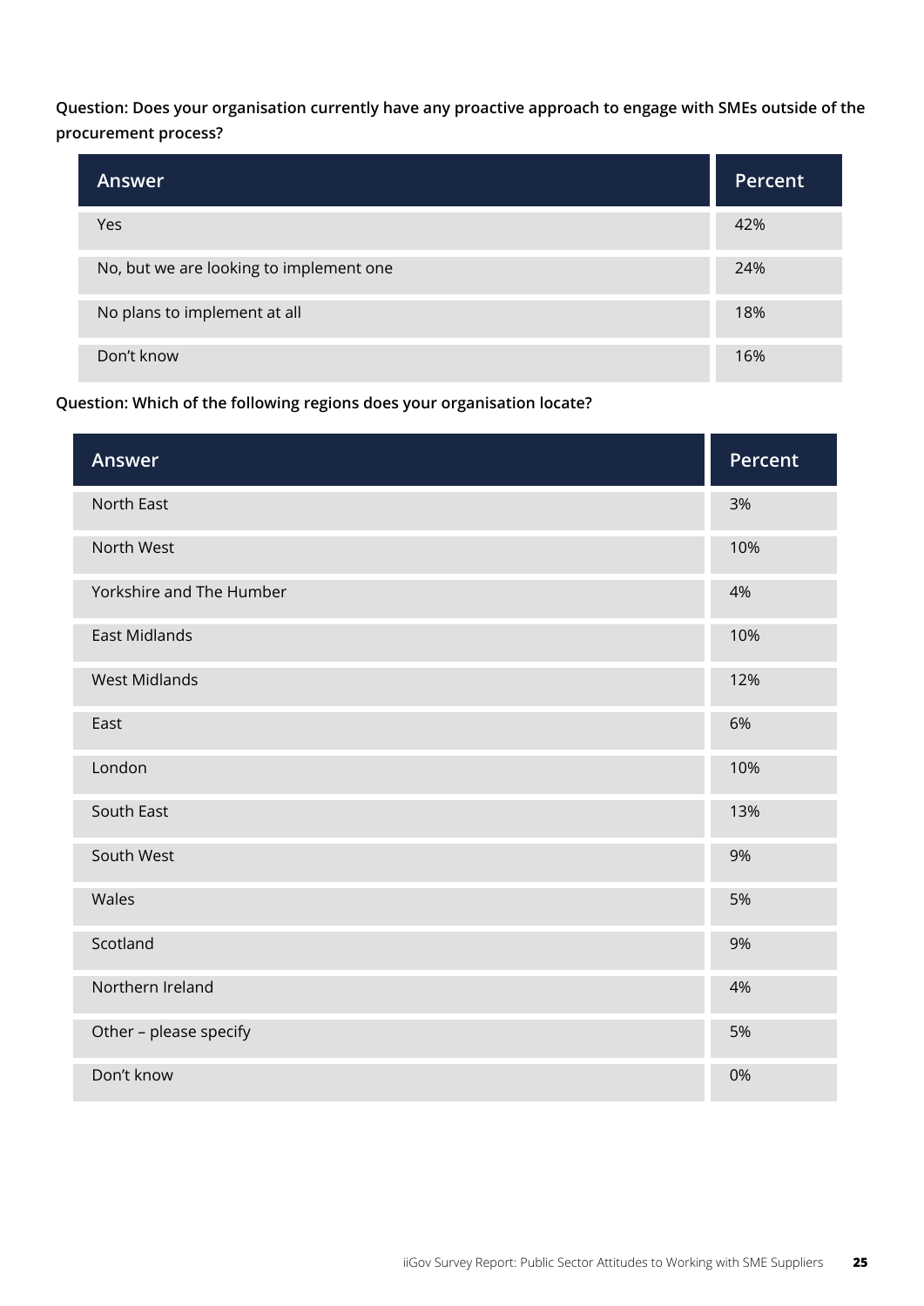**Question: Does your organisation currently have any proactive approach to engage with SMEs outside of the procurement process?**

| Answer | Percent |
| --- | --- |
| Yes | 42% |
| No, but we are looking to implement one | 24% |
| No plans to implement at all | 18% |
| Don't know | 16% |

**Question: Which of the following regions does your organisation locate?**

| Answer | Percent |
| --- | --- |
| North East | 3% |
| North West | 10% |
| Yorkshire and The Humber | 4% |
| East Midlands | 10% |
| West Midlands | 12% |
| East | 6% |
| London | 10% |
| South East | 13% |
| South West | 9% |
| Wales | 5% |
| Scotland | 9% |
| Northern Ireland | 4% |
| Other – please specify | 5% |
| Don't know | 0% |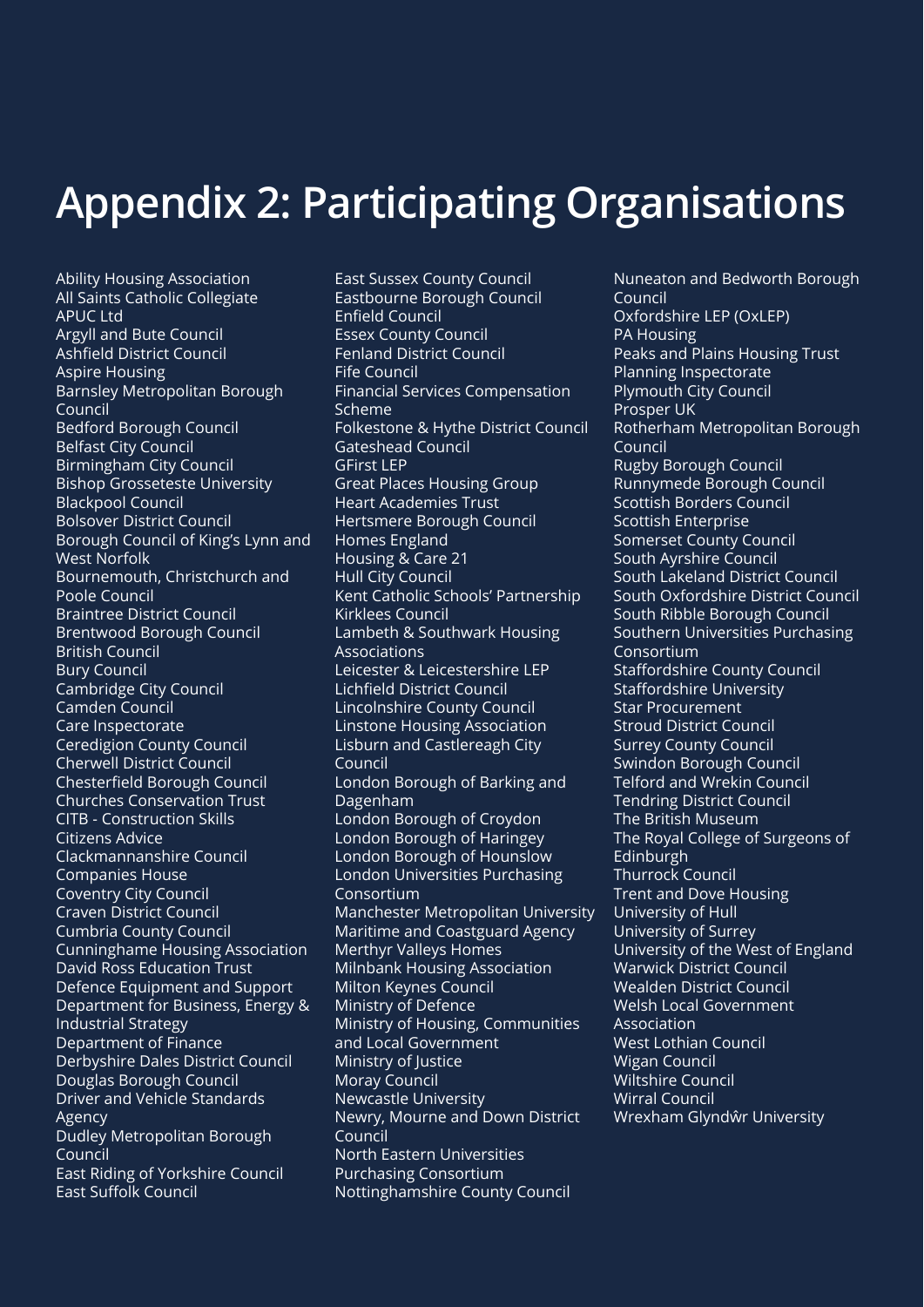# Appendix 2: Participating Organisations

Ability Housing Association
All Saints Catholic Collegiate
APUC Ltd
Argyll and Bute Council
Ashfield District Council
Aspire Housing
Barnsley Metropolitan Borough Council
Bedford Borough Council
Belfast City Council
Birmingham City Council
Bishop Grosseteste University
Blackpool Council
Bolsover District Council
Borough Council of King's Lynn and West Norfolk
Bournemouth, Christchurch and Poole Council
Braintree District Council
Brentwood Borough Council
British Council
Bury Council
Cambridge City Council
Camden Council
Care Inspectorate
Ceredigion County Council
Cherwell District Council
Chesterfield Borough Council
Churches Conservation Trust
CITB - Construction Skills
Citizens Advice
Clackmannanshire Council
Companies House
Coventry City Council
Craven District Council
Cumbria County Council
Cunninghame Housing Association
David Ross Education Trust
Defence Equipment and Support
Department for Business, Energy & Industrial Strategy
Department of Finance
Derbyshire Dales District Council
Douglas Borough Council
Driver and Vehicle Standards Agency
Dudley Metropolitan Borough Council
East Riding of Yorkshire Council
East Suffolk Council
East Sussex County Council
Eastbourne Borough Council
Enfield Council
Essex County Council
Fenland District Council
Fife Council
Financial Services Compensation Scheme
Folkestone & Hythe District Council
Gateshead Council
GFirst LEP
Great Places Housing Group
Heart Academies Trust
Hertsmere Borough Council
Homes England
Housing & Care 21
Hull City Council
Kent Catholic Schools' Partnership
Kirklees Council
Lambeth & Southwark Housing Associations
Leicester & Leicestershire LEP
Lichfield District Council
Lincolnshire County Council
Linstone Housing Association
Lisburn and Castlereagh City Council
London Borough of Barking and Dagenham
London Borough of Croydon
London Borough of Haringey
London Borough of Hounslow
London Universities Purchasing Consortium
Manchester Metropolitan University
Maritime and Coastguard Agency
Merthyr Valleys Homes
Milnbank Housing Association
Milton Keynes Council
Ministry of Defence
Ministry of Housing, Communities and Local Government
Ministry of Justice
Moray Council
Newcastle University
Newry, Mourne and Down District Council
North Eastern Universities Purchasing Consortium
Nottinghamshire County Council
Nuneaton and Bedworth Borough Council
Oxfordshire LEP (OxLEP)
PA Housing
Peaks and Plains Housing Trust
Planning Inspectorate
Plymouth City Council
Prosper UK
Rotherham Metropolitan Borough Council
Rugby Borough Council
Runnymede Borough Council
Scottish Borders Council
Scottish Enterprise
Somerset County Council
South Ayrshire Council
South Lakeland District Council
South Oxfordshire District Council
South Ribble Borough Council
Southern Universities Purchasing Consortium
Staffordshire County Council
Staffordshire University
Star Procurement
Stroud District Council
Surrey County Council
Swindon Borough Council
Telford and Wrekin Council
Tendring District Council
The British Museum
The Royal College of Surgeons of Edinburgh
Thurrock Council
Trent and Dove Housing
University of Hull
University of Surrey
University of the West of England
Warwick District Council
Wealden District Council
Welsh Local Government Association
West Lothian Council
Wigan Council
Wiltshire Council
Wirral Council
Wrexham Glyndŵr University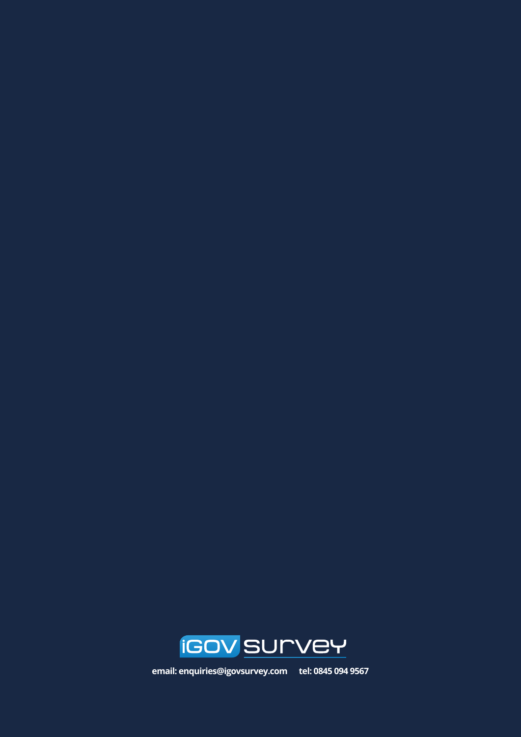iGOV survey

email: enquiries@igovsurvey.com tel: 0845 094 9567